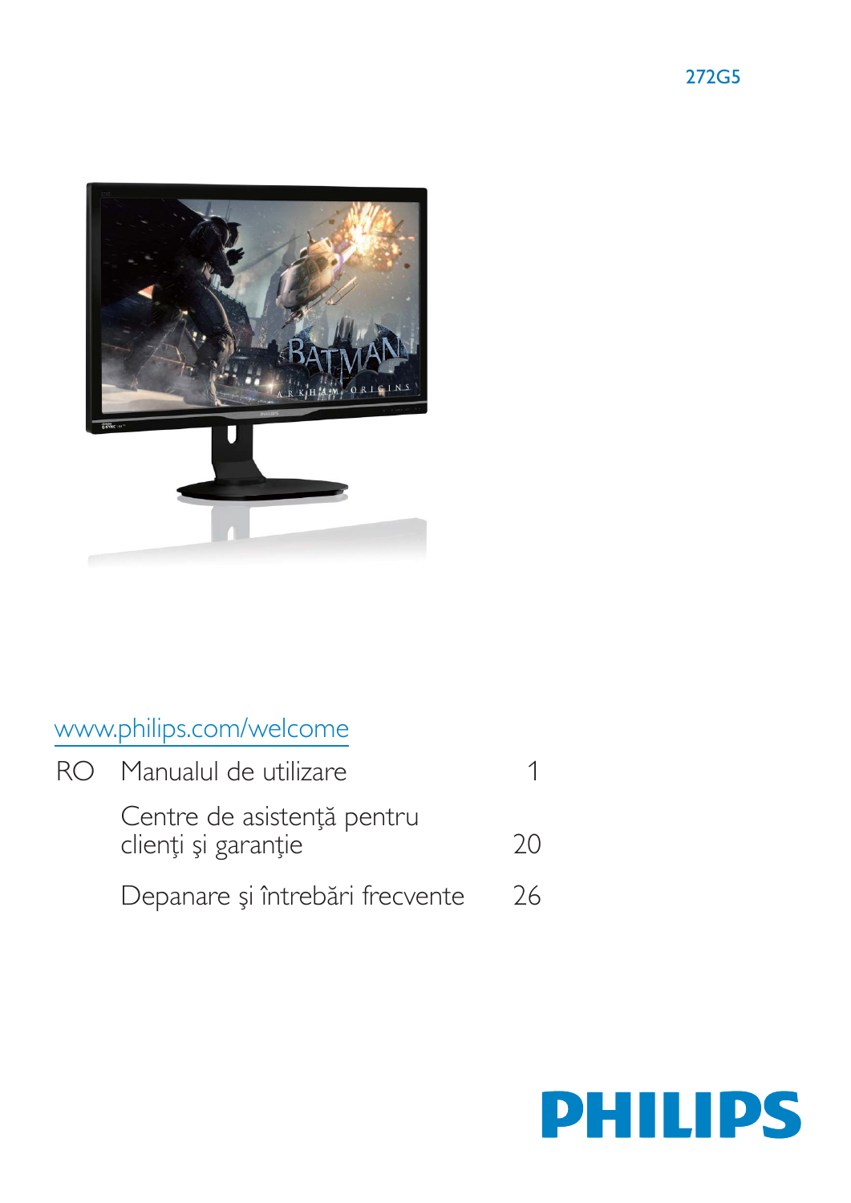272G5

www.philips.com/welcome

| RO | Manualul de utilizare | 1 |
|---|---|---|
| | Centre de asistenţă pentru clienţi şi garanţie | 20 |
| | Depanare şi întrebări frecvente | 26 |

PHILIPS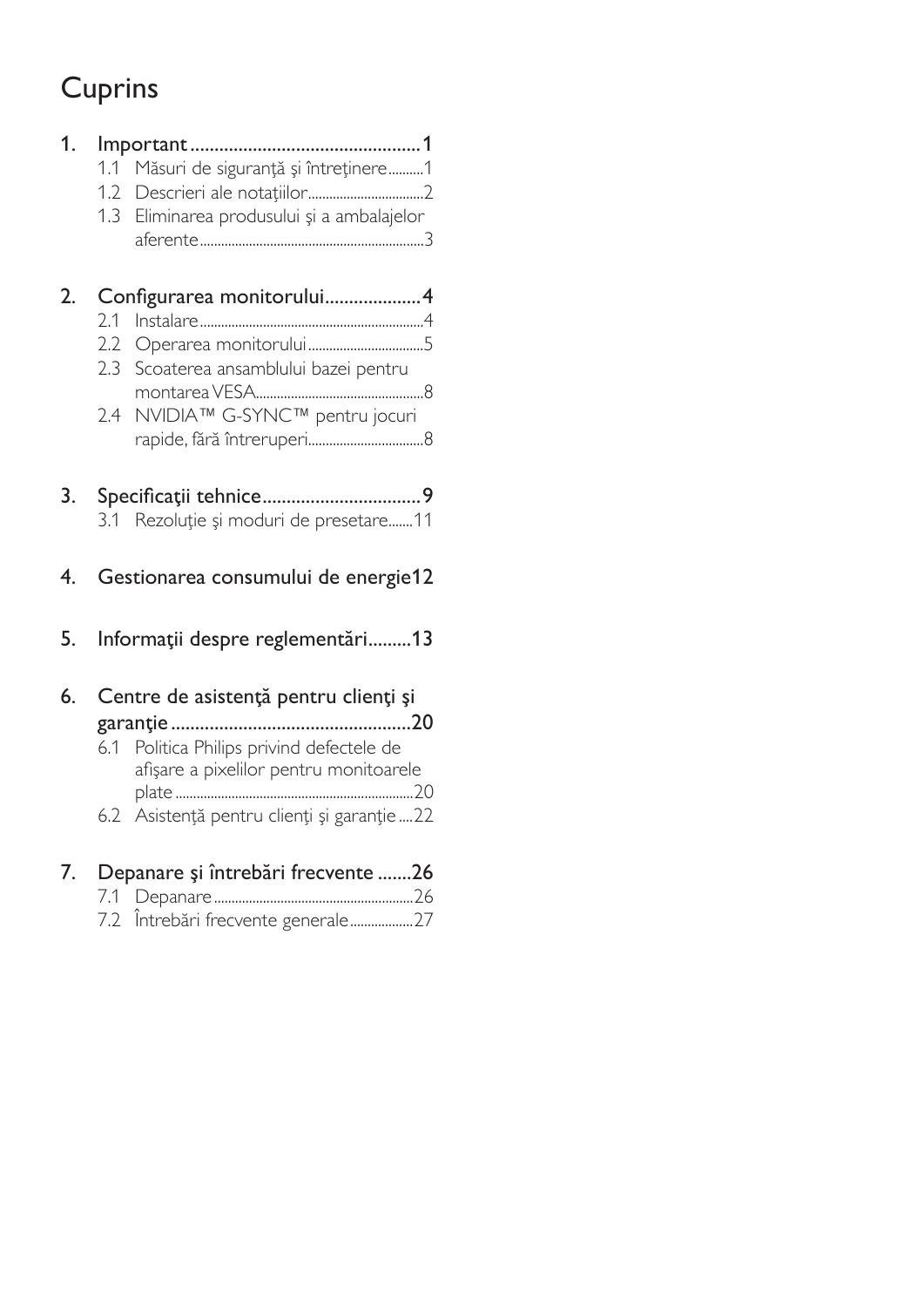# Cuprins

1. **Important** ................................................ 1
   - 1.1 Măsuri de siguranţă şi întreţinere .......... 1
   - 1.2 Descrieri ale notaţiilor ................................ 2
   - 1.3 Eliminarea produsului şi a ambalajelor aferente ................................................................ 3

2. **Configurarea monitorului** .................... 4
   - 2.1 Instalare ................................................................ 4
   - 2.2 Operarea monitorului ................................ 5
   - 2.3 Scoaterea ansamblului bazei pentru montarea VESA ................................................ 8
   - 2.4 NVIDIA™ G-SYNC™ pentru jocuri rapide, fără întreruperi ................................ 8

3. **Specificaţii tehnice** ................................ 9
   - 3.1 Rezoluţie şi moduri de presetare ....... 11

4. **Gestionarea consumului de energie** 12

5. **Informaţii despre reglementări** ......... 13

6. **Centre de asistenţă pentru clienţi şi garanţie** .................................................. 20
   - 6.1 Politica Philips privind defectele de afişare a pixelilor pentru monitoarele plate ................................................................... 20
   - 6.2 Asistenţă pentru clienţi şi garanţie .... 22

7. **Depanare şi întrebări frecvente** ....... 26
   - 7.1 Depanare ........................................................ 26
   - 7.2 Întrebări frecvente generale .................. 27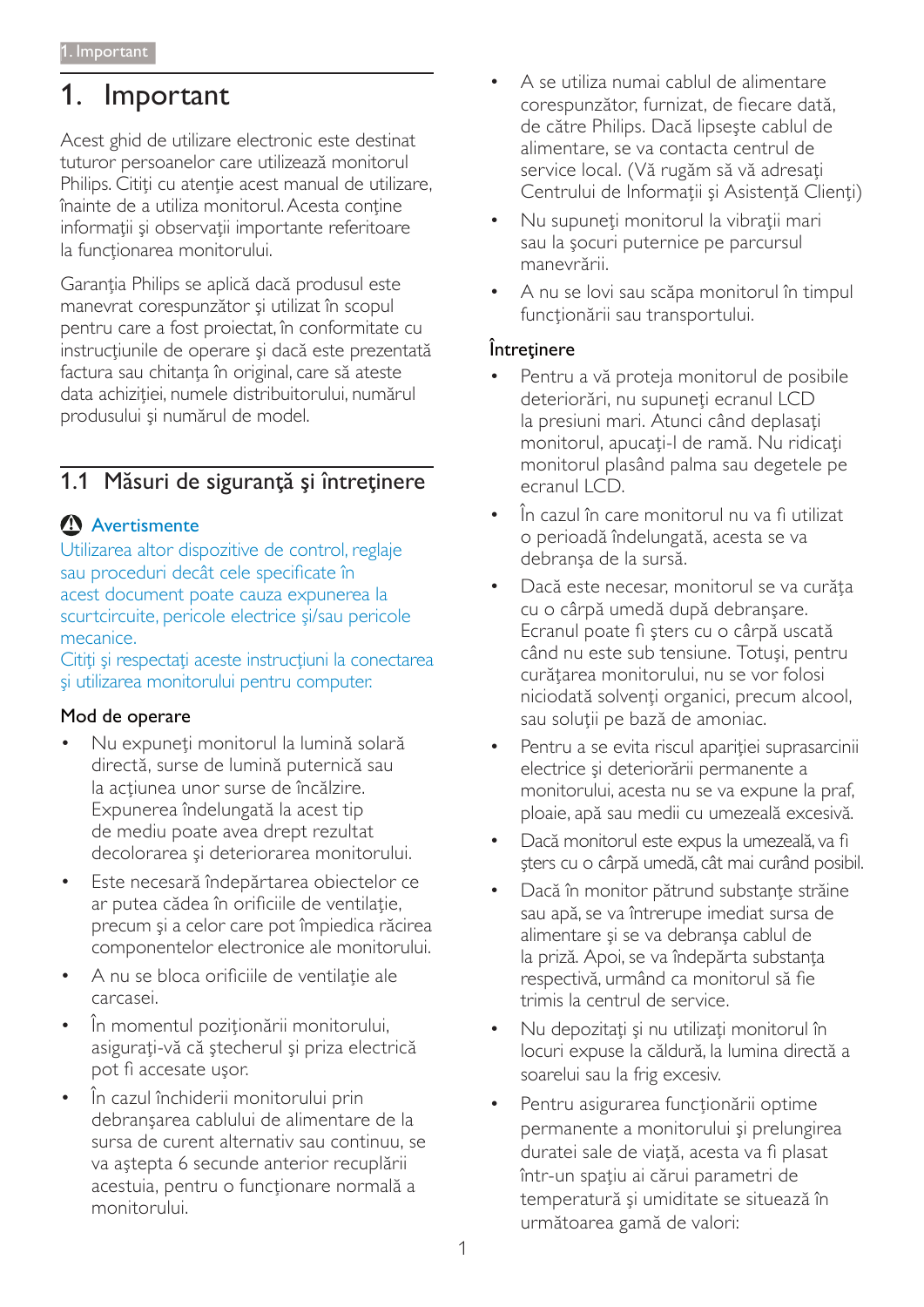# 1. Important

Acest ghid de utilizare electronic este destinat tuturor persoanelor care utilizează monitorul Philips. Citiţi cu atenţie acest manual de utilizare, înainte de a utiliza monitorul. Acesta conţine informaţii şi observaţii importante referitoare la funcţionarea monitorului.

Garanţia Philips se aplică dacă produsul este manevrat corespunzător şi utilizat în scopul pentru care a fost proiectat, în conformitate cu instrucţiunile de operare şi dacă este prezentată factura sau chitanţa în original, care să ateste data achiziţiei, numele distribuitorului, numărul produsului şi numărul de model.

## 1.1 Măsuri de siguranţă şi întreţinere

**Avertismente**

Utilizarea altor dispozitive de control, reglaje sau proceduri decât cele specificate în acest document poate cauza expunerea la scurtcircuite, pericole electrice şi/sau pericole mecanice.

Citiţi şi respectaţi aceste instrucţiuni la conectarea şi utilizarea monitorului pentru computer.

### Mod de operare

- Nu expuneţi monitorul la lumină solară directă, surse de lumină puternică sau la acţiunea unor surse de încălzire. Expunerea îndelungată la acest tip de mediu poate avea drept rezultat decolorarea şi deteriorarea monitorului.
- Este necesară îndepărtarea obiectelor ce ar putea cădea în orificiile de ventilaţie, precum şi a celor care pot împiedica răcirea componentelor electronice ale monitorului.
- A nu se bloca orificiile de ventilaţie ale carcasei.
- În momentul poziţionării monitorului, asiguraţi-vă că ştecherul şi priza electrică pot fi accesate uşor.
- În cazul închiderii monitorului prin debranşarea cablului de alimentare de la sursa de curent alternativ sau continuu, se va aştepta 6 secunde anterior recuplării acestuia, pentru o funcţionare normală a monitorului.
- A se utiliza numai cablul de alimentare corespunzător, furnizat, de fiecare dată, de către Philips. Dacă lipseşte cablul de alimentare, se va contacta centrul de service local. (Vă rugăm să vă adresaţi Centrului de Informaţii şi Asistenţă Clienţi)
- Nu supuneţi monitorul la vibraţii mari sau la şocuri puternice pe parcursul manevrării.
- A nu se lovi sau scăpa monitorul în timpul funcţionării sau transportului.

### Întreţinere

- Pentru a vă proteja monitorul de posibile deteriorări, nu supuneţi ecranul LCD la presiuni mari. Atunci când deplasaţi monitorul, apucaţi-l de ramă. Nu ridicaţi monitorul plasând palma sau degetele pe ecranul LCD.
- În cazul în care monitorul nu va fi utilizat o perioadă îndelungată, acesta se va debranşa de la sursă.
- Dacă este necesar, monitorul se va curăţa cu o cârpă umedă după debranşare. Ecranul poate fi şters cu o cârpă uscată când nu este sub tensiune. Totuşi, pentru curăţarea monitorului, nu se vor folosi niciodată solvenţi organici, precum alcool, sau soluţii pe bază de amoniac.
- Pentru a se evita riscul apariţiei suprasarcinii electrice şi deteriorării permanente a monitorului, acesta nu se va expune la praf, ploaie, apă sau medii cu umezeală excesivă.
- Dacă monitorul este expus la umezeală, va fi şters cu o cârpă umedă, cât mai curând posibil.
- Dacă în monitor pătrund substanţe străine sau apă, se va întrerupe imediat sursa de alimentare şi se va debranşa cablul de la priză. Apoi, se va îndepărta substanţa respectivă, urmând ca monitorul să fie trimis la centrul de service.
- Nu depozitaţi şi nu utilizaţi monitorul în locuri expuse la căldură, la lumina directă a soarelui sau la frig excesiv.
- Pentru asigurarea funcţionării optime permanente a monitorului şi prelungirea duratei sale de viaţă, acesta va fi plasat într-un spaţiu ai cărui parametri de temperatură şi umiditate se situează în următoarea gamă de valori: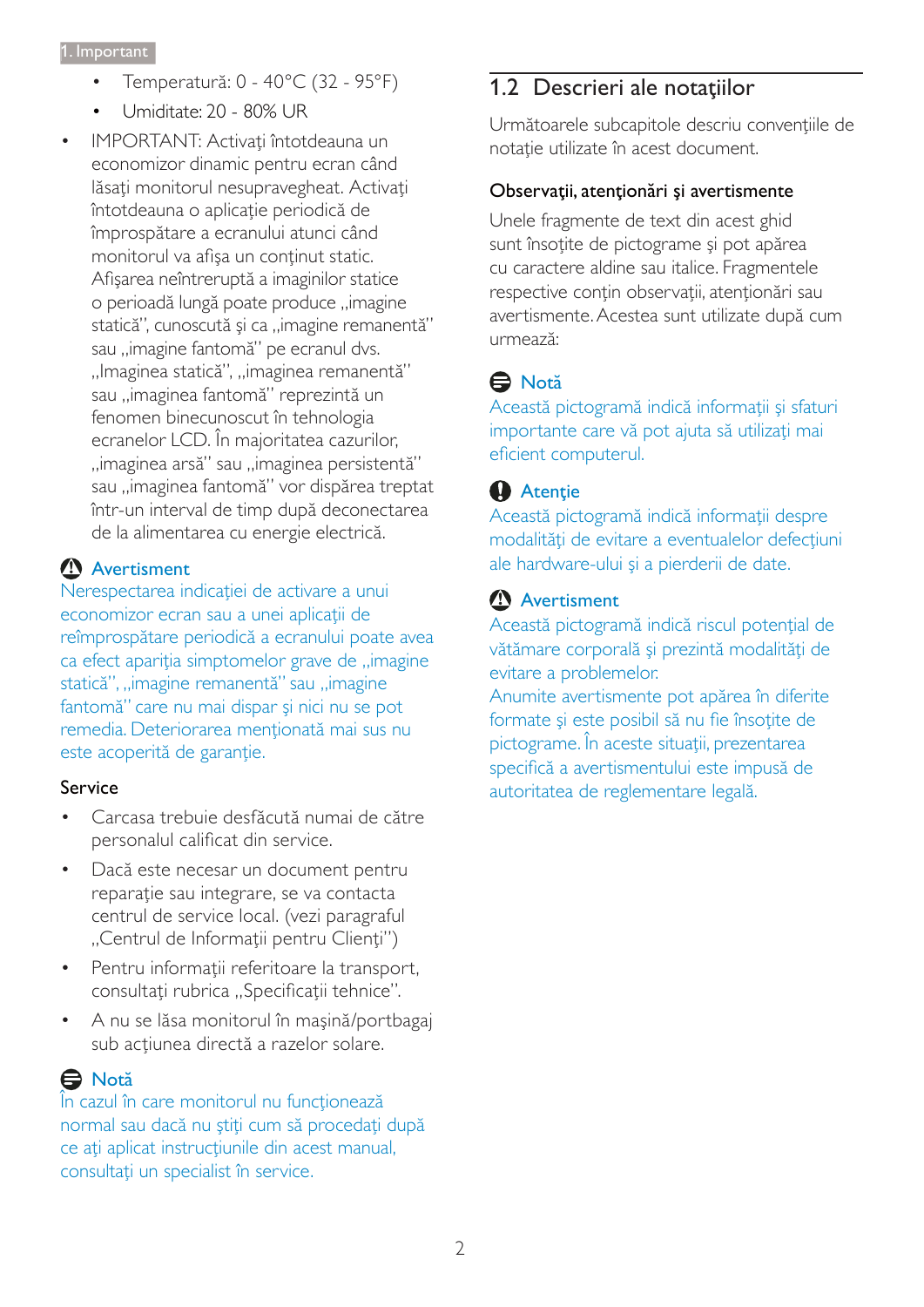- Temperatură: 0 - 40°C (32 - 95°F)
- Umiditate: 20 - 80% UR

- IMPORTANT: Activaţi întotdeauna un economizor dinamic pentru ecran când lăsaţi monitorul nesupravegheat. Activaţi întotdeauna o aplicaţie periodică de împrospătare a ecranului atunci când monitorul va afişa un conţinut static. Afişarea neîntreruptă a imaginilor statice o perioadă lungă poate produce „imagine statică", cunoscută şi ca „imagine remanentă" sau „imagine fantomă" pe ecranul dvs. „Imaginea statică", „imaginea remanentă" sau „imaginea fantomă" reprezintă un fenomen binecunoscut în tehnologia ecranelor LCD. În majoritatea cazurilor, „imaginea arsă" sau „imaginea persistentă" sau „imaginea fantomă" vor dispărea treptat într-un interval de timp după deconectarea de la alimentarea cu energie electrică.

**Avertisment**

Nerespectarea indicaţiei de activare a unui economizor ecran sau a unei aplicaţii de reîmprospătare periodică a ecranului poate avea ca efect apariţia simptomelor grave de „imagine statică", „imagine remanentă" sau „imagine fantomă" care nu mai dispar şi nici nu se pot remedia. Deteriorarea menţionată mai sus nu este acoperită de garanţie.

### Service

- Carcasa trebuie desfăcută numai de către personalul calificat din service.
- Dacă este necesar un document pentru reparaţie sau integrare, se va contacta centrul de service local. (vezi paragraful „Centrul de Informaţii pentru Clienţi")
- Pentru informaţii referitoare la transport, consultaţi rubrica „Specificaţii tehnice".
- A nu se lăsa monitorul în maşină/portbagaj sub acţiunea directă a razelor solare.

**Notă**

În cazul în care monitorul nu funcţionează normal sau dacă nu ştiţi cum să procedaţi după ce aţi aplicat instrucţiunile din acest manual, consultaţi un specialist în service.

## 1.2 Descrieri ale notaţiilor

Următoarele subcapitole descriu convenţiile de notaţie utilizate în acest document.

### Observaţii, atenţionări şi avertismente

Unele fragmente de text din acest ghid sunt însoţite de pictograme şi pot apărea cu caractere aldine sau italice. Fragmentele respective conţin observaţii, atenţionări sau avertismente. Acestea sunt utilizate după cum urmează:

**Notă**

Această pictogramă indică informaţii şi sfaturi importante care vă pot ajuta să utilizaţi mai eficient computerul.

**Atenţie**

Această pictogramă indică informaţii despre modalităţi de evitare a eventualelor defecţiuni ale hardware-ului şi a pierderii de date.

**Avertisment**

Această pictogramă indică riscul potenţial de vătămare corporală şi prezintă modalităţi de evitare a problemelor.

Anumite avertismente pot apărea în diferite formate şi este posibil să nu fie însoţite de pictograme. În aceste situaţii, prezentarea specifică a avertismentului este impusă de autoritatea de reglementare legală.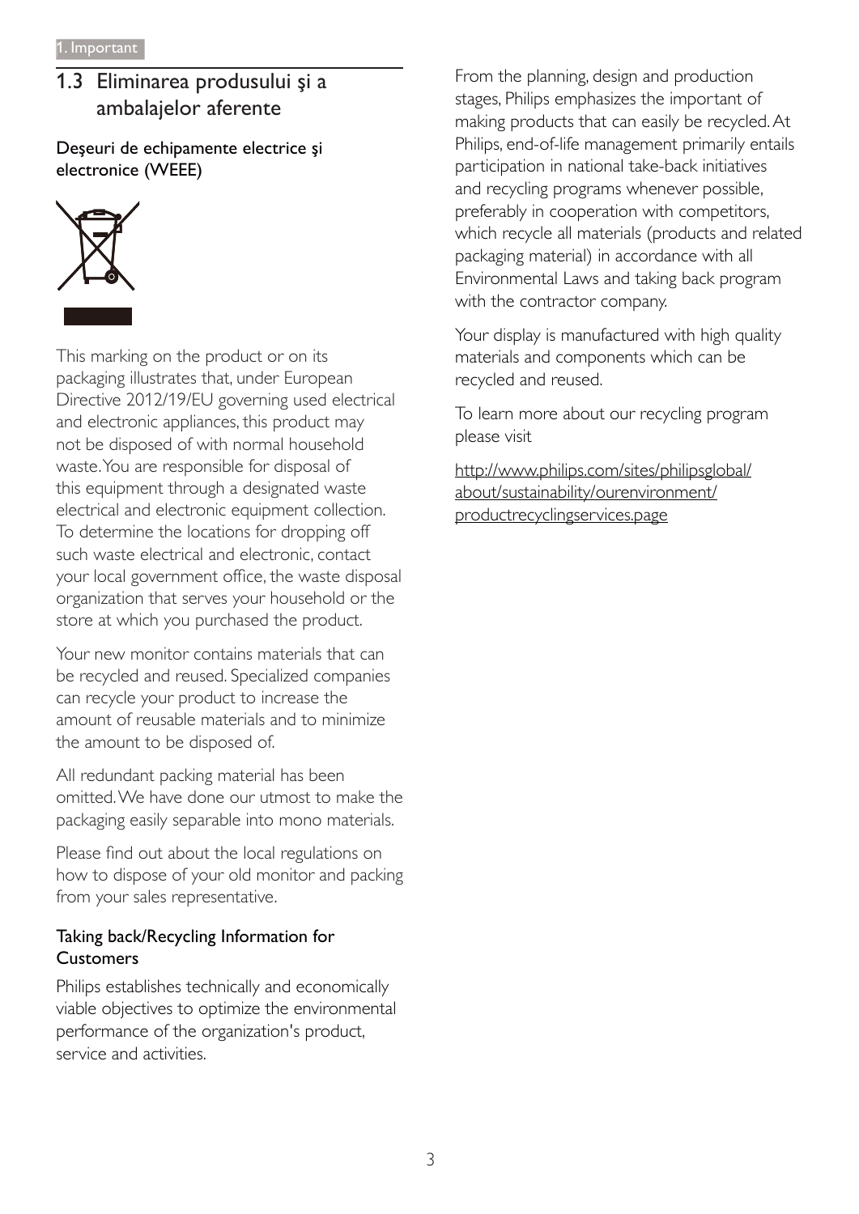## 1.3 Eliminarea produsului şi a ambalajelor aferente

### Deşeuri de echipamente electrice şi electronice (WEEE)

This marking on the product or on its packaging illustrates that, under European Directive 2012/19/EU governing used electrical and electronic appliances, this product may not be disposed of with normal household waste. You are responsible for disposal of this equipment through a designated waste electrical and electronic equipment collection. To determine the locations for dropping off such waste electrical and electronic, contact your local government office, the waste disposal organization that serves your household or the store at which you purchased the product.

Your new monitor contains materials that can be recycled and reused. Specialized companies can recycle your product to increase the amount of reusable materials and to minimize the amount to be disposed of.

All redundant packing material has been omitted. We have done our utmost to make the packaging easily separable into mono materials.

Please find out about the local regulations on how to dispose of your old monitor and packing from your sales representative.

### Taking back/Recycling Information for Customers

Philips establishes technically and economically viable objectives to optimize the environmental performance of the organization's product, service and activities.

From the planning, design and production stages, Philips emphasizes the important of making products that can easily be recycled. At Philips, end-of-life management primarily entails participation in national take-back initiatives and recycling programs whenever possible, preferably in cooperation with competitors, which recycle all materials (products and related packaging material) in accordance with all Environmental Laws and taking back program with the contractor company.

Your display is manufactured with high quality materials and components which can be recycled and reused.

To learn more about our recycling program please visit

http://www.philips.com/sites/philipsglobal/about/sustainability/ourenvironment/productrecyclingservices.page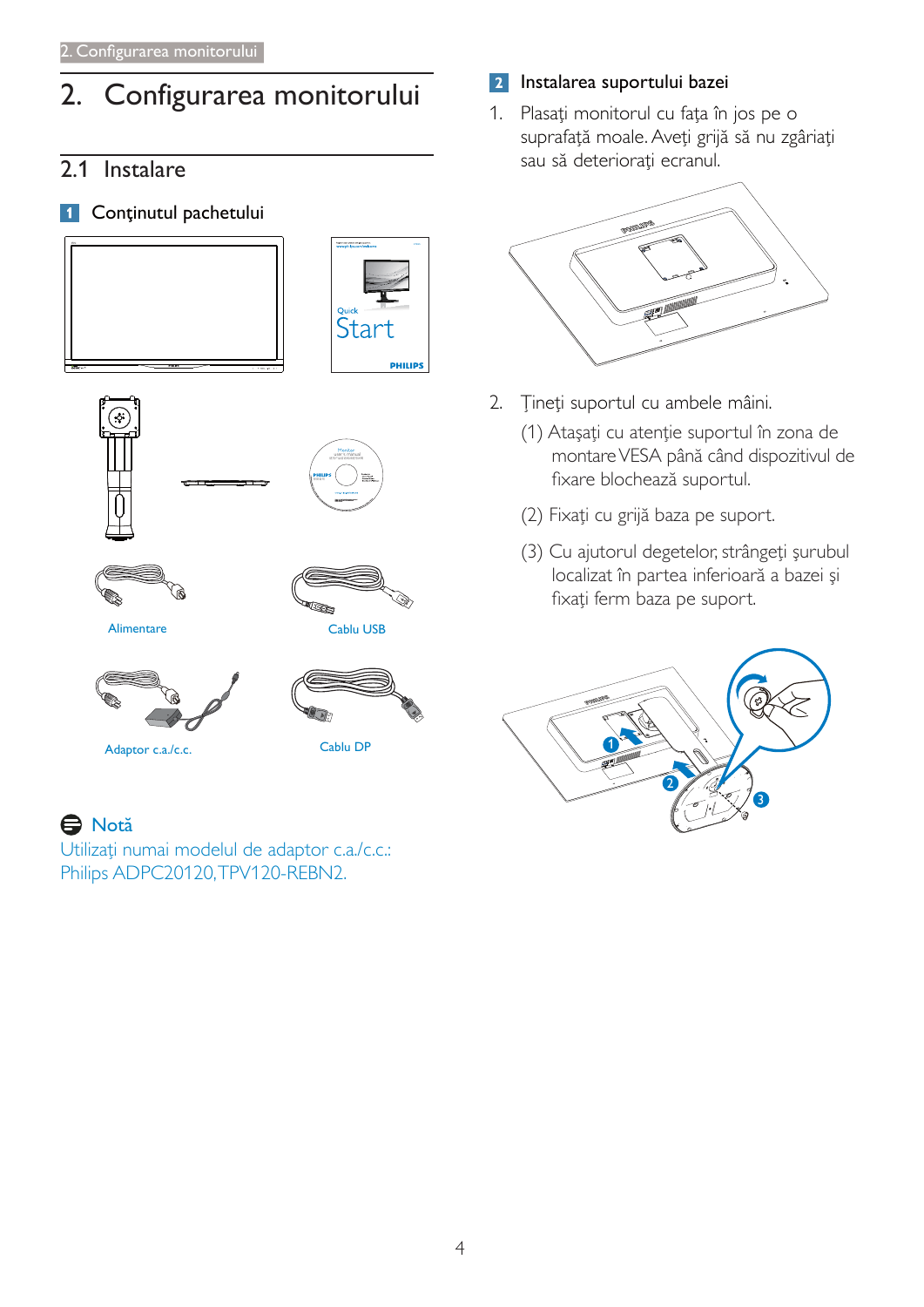# 2. Configurarea monitorului

## 2.1 Instalare

### 1 Conţinutul pachetului

Alimentare

Cablu USB

Adaptor c.a./c.c.

Cablu DP

**Notă**

Utilizaţi numai modelul de adaptor c.a./c.c.: Philips ADPC20120, TPV120-REBN2.

### 2 Instalarea suportului bazei

1. Plasaţi monitorul cu faţa în jos pe o suprafaţă moale. Aveţi grijă să nu zgâriaţi sau să deterioraţi ecranul.

2. Ţineţi suportul cu ambele mâini.

   (1) Ataşaţi cu atenţie suportul în zona de montare VESA până când dispozitivul de fixare blochează suportul.

   (2) Fixaţi cu grijă baza pe suport.

   (3) Cu ajutorul degetelor, strângeţi şurubul localizat în partea inferioară a bazei şi fixaţi ferm baza pe suport.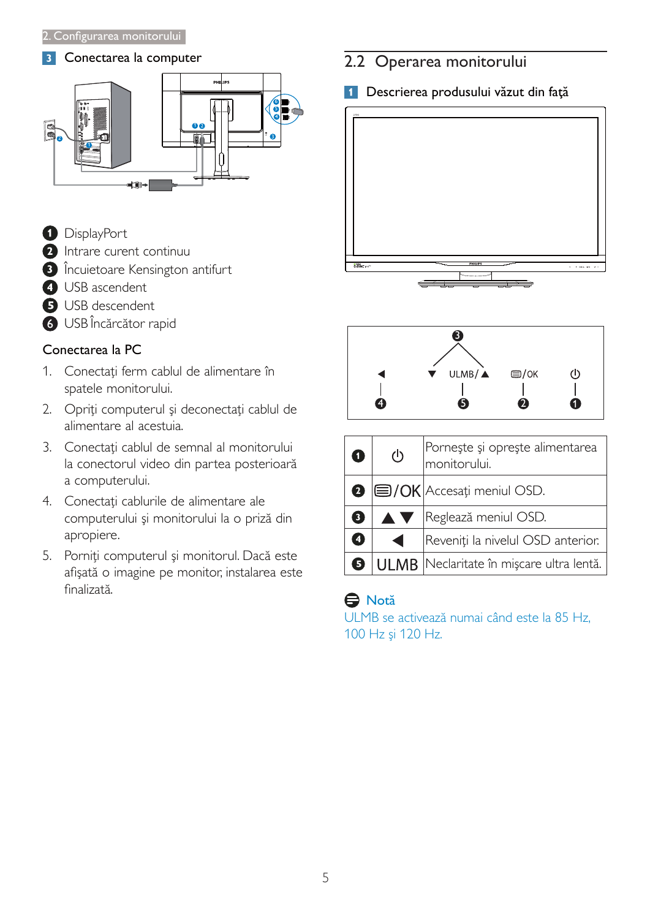### 3 Conectarea la computer

1. DisplayPort
2. Intrare curent continuu
3. Încuietoare Kensington antifurt
4. USB ascendent
5. USB descendent
6. USB Încărcător rapid

**Conectarea la PC**

1. Conectaţi ferm cablul de alimentare în spatele monitorului.
2. Opriţi computerul şi deconectaţi cablul de alimentare al acestuia.
3. Conectaţi cablul de semnal al monitorului la conectorul video din partea posterioară a computerului.
4. Conectaţi cablurile de alimentare ale computerului şi monitorului la o priză din apropiere.
5. Porniţi computerul şi monitorul. Dacă este afişată o imagine pe monitor, instalarea este finalizată.

## 2.2 Operarea monitorului

### 1 Descrierea produsului văzut din faţă

| | | |
|---|---|---|
| 1 | ⏻ | Porneşte şi opreşte alimentarea monitorului. |
| 2 | ▤/OK | Accesaţi meniul OSD. |
| 3 | ▲▼ | Reglează meniul OSD. |
| 4 | ◀ | Reveniţi la nivelul OSD anterior. |
| 5 | ULMB | Neclaritate în mişcare ultra lentă. |

**Notă**

ULMB se activează numai când este la 85 Hz, 100 Hz şi 120 Hz.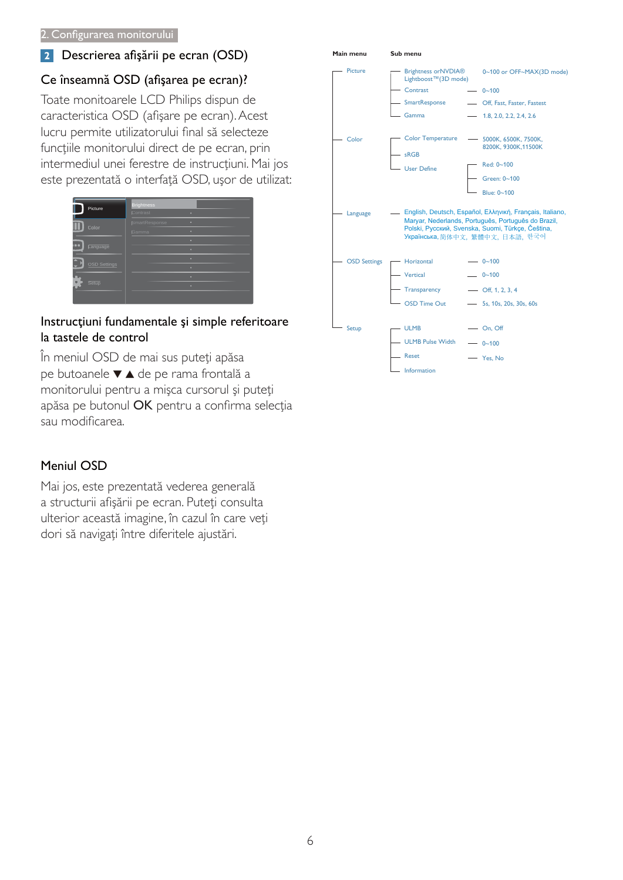## 2 Descrierea afişării pe ecran (OSD)

### Ce înseamnă OSD (afişarea pe ecran)?

Toate monitoarele LCD Philips dispun de caracteristica OSD (afişare pe ecran). Acest lucru permite utilizatorului final să selecteze funcţiile monitorului direct de pe ecran, prin intermediul unei ferestre de instrucţiuni. Mai jos este prezentată o interfaţă OSD, uşor de utilizat:

### Instrucţiuni fundamentale şi simple referitoare la tastele de control

În meniul OSD de mai sus puteţi apăsa pe butoanele ▼ ▲ de pe rama frontală a monitorului pentru a mişca cursorul şi puteţi apăsa pe butonul **OK** pentru a confirma selecţia sau modificarea.

### Meniul OSD

Mai jos, este prezentată vederea generală a structurii afişării pe ecran. Puteţi consulta ulterior această imagine, în cazul în care veţi dori să navigaţi între diferitele ajustări.

| Main menu | Sub menu | |
|---|---|---|
| Picture | Brightness or NVIDIA® Lightboost™ (3D mode) | 0~100 or OFF~MAX(3D mode) |
| | Contrast | 0~100 |
| | SmartResponse | Off, Fast, Faster, Fastest |
| | Gamma | 1.8, 2.0, 2.2, 2.4, 2.6 |
| Color | Color Temperature | 5000K, 6500K, 7500K, 8200K, 9300K, 11500K |
| | sRGB | |
| | User Define | Red: 0~100 |
| | | Green: 0~100 |
| | | Blue: 0~100 |
| Language | English, Deutsch, Español, Ελληνική, Français, Italiano, Maryar, Nederlands, Português, Português do Brazil, Polski, Русский, Svenska, Suomi, Türkçe, Čeština, Українська, 简体中文, 繁體中文, 日本語, 한국어 | |
| OSD Settings | Horizontal | 0~100 |
| | Vertical | 0~100 |
| | Transparency | Off, 1, 2, 3, 4 |
| | OSD Time Out | 5s, 10s, 20s, 30s, 60s |
| Setup | ULMB | On, Off |
| | ULMB Pulse Width | 0~100 |
| | Reset | Yes, No |
| | Information | |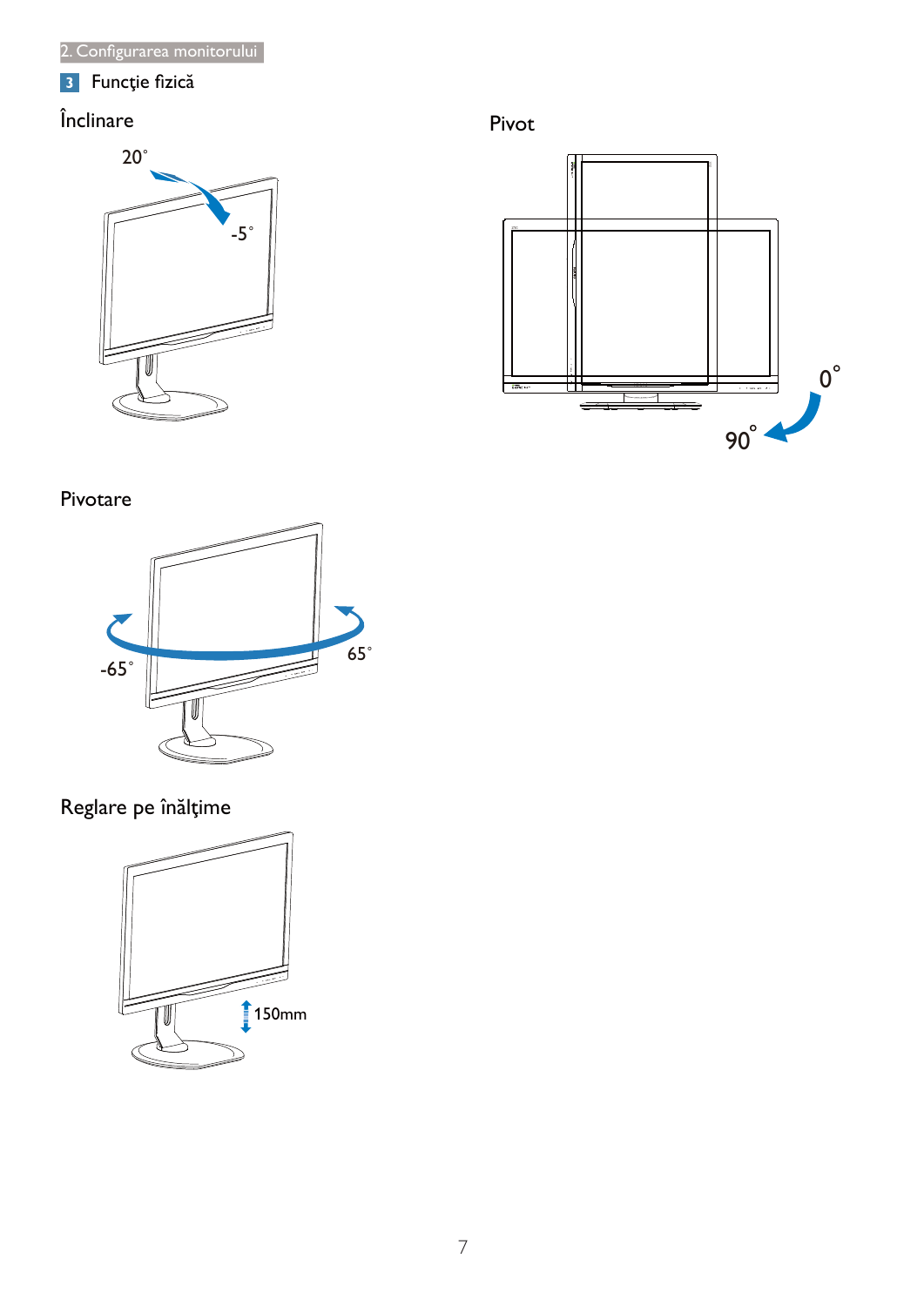## 3 Funcţie fizică

### Înclinare

20˚

-5˚

### Pivot

0˚

90˚

### Pivotare

-65˚

65˚

### Reglare pe înălţime

150mm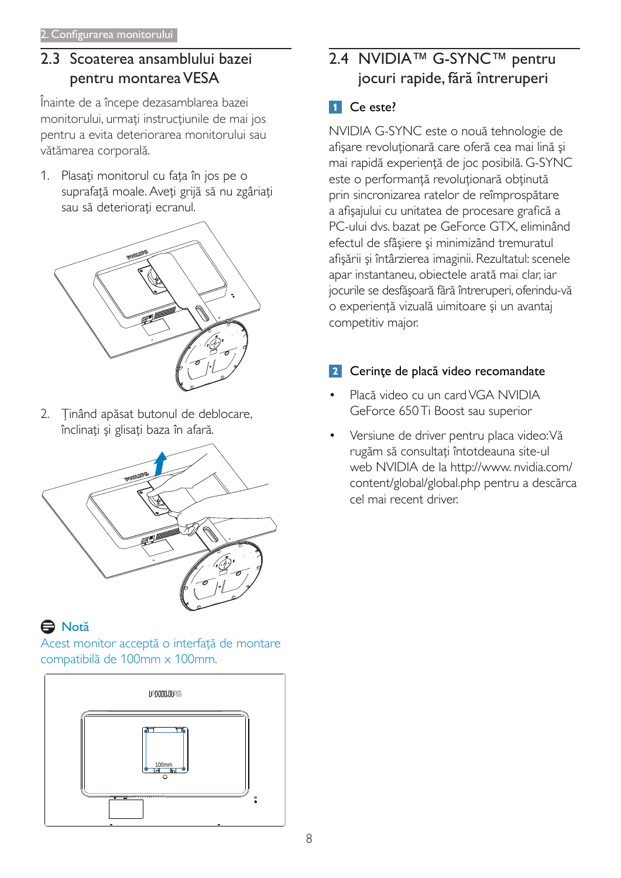## 2.3 Scoaterea ansamblului bazei pentru montarea VESA

Înainte de a începe dezasamblarea bazei monitorului, urmaţi instrucţiunile de mai jos pentru a evita deteriorarea monitorului sau vătămarea corporală.

1. Plasaţi monitorul cu faţa în jos pe o suprafaţă moale. Aveţi grijă să nu zgâriaţi sau să deterioraţi ecranul.

2. Ţinând apăsat butonul de deblocare, înclinaţi şi glisaţi baza în afară.

**Notă**

Acest monitor acceptă o interfaţă de montare compatibilă de 100mm x 100mm.

## 2.4 NVIDIA™ G-SYNC™ pentru jocuri rapide, fără întreruperi

### 1 Ce este?

NVIDIA G-SYNC este o nouă tehnologie de afişare revoluţionară care oferă cea mai lină şi mai rapidă experienţă de joc posibilă. G-SYNC este o performanţă revoluţionară obţinută prin sincronizarea ratelor de reîmprospătare a afişajului cu unitatea de procesare grafică a PC-ului dvs. bazat pe GeForce GTX, eliminând efectul de sfâşiere şi minimizând tremuratul afişării şi întârzierea imaginii. Rezultatul: scenele apar instantaneu, obiectele arată mai clar, iar jocurile se desfăşoară fără întreruperi, oferindu-vă o experienţă vizuală uimitoare şi un avantaj competitiv major.

### 2 Cerinţe de placă video recomandate

- Placă video cu un card VGA NVIDIA GeForce 650 Ti Boost sau superior
- Versiune de driver pentru placa video: Vă rugăm să consultaţi întotdeauna site-ul web NVIDIA de la http://www.nvidia.com/content/global/global.php pentru a descărca cel mai recent driver.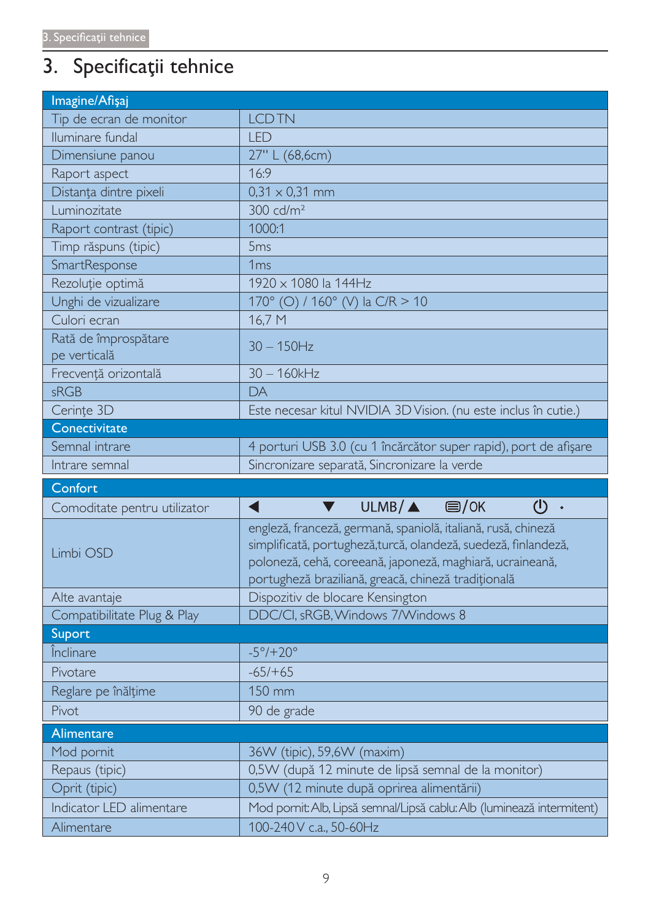# 3. Specificaţii tehnice

| Imagine/Afişaj | |
|---|---|
| Tip de ecran de monitor | LCD TN |
| Iluminare fundal | LED |
| Dimensiune panou | 27" L (68,6cm) |
| Raport aspect | 16:9 |
| Distanţa dintre pixeli | 0,31 x 0,31 mm |
| Luminozitate | 300 cd/m² |
| Raport contrast (tipic) | 1000:1 |
| Timp răspuns (tipic) | 5ms |
| SmartResponse | 1ms |
| Rezoluţie optimă | 1920 x 1080 la 144Hz |
| Unghi de vizualizare | 170° (O) / 160° (V) la C/R > 10 |
| Culori ecran | 16,7 M |
| Rată de împrospătare pe verticală | 30 – 150Hz |
| Frecvenţă orizontală | 30 – 160kHz |
| sRGB | DA |
| Cerinţe 3D | Este necesar kitul NVIDIA 3D Vision. (nu este inclus în cutie.) |
| **Conectivitate** | |
| Semnal intrare | 4 porturi USB 3.0 (cu 1 încărcător super rapid), port de afişare |
| Intrare semnal | Sincronizare separată, Sincronizare la verde |
| **Confort** | |
| Comoditate pentru utilizator | ◀ ▼ ULMB/▲ ▤/OK ⏻ |
| Limbi OSD | engleză, franceză, germană, spaniolă, italiană, rusă, chineză simplificată, portugheză,turcă, olandeză, suedeză, finlandeză, poloneză, cehă, coreeană, japoneză, maghiară, ucraineană, portugheză braziliană, greacă, chineză tradiţională |
| Alte avantaje | Dispozitiv de blocare Kensington |
| Compatibilitate Plug & Play | DDC/CI, sRGB, Windows 7/Windows 8 |
| **Suport** | |
| Înclinare | -5°/+20° |
| Pivotare | -65/+65 |
| Reglare pe înălţime | 150 mm |
| Pivot | 90 de grade |
| **Alimentare** | |
| Mod pornit | 36W (tipic), 59,6W (maxim) |
| Repaus (tipic) | 0,5W (după 12 minute de lipsă semnal de la monitor) |
| Oprit (tipic) | 0,5W (12 minute după oprirea alimentării) |
| Indicator LED alimentare | Mod pornit: Alb, Lipsă semnal/Lipsă cablu: Alb (luminează intermitent) |
| Alimentare | 100-240 V c.a., 50-60Hz |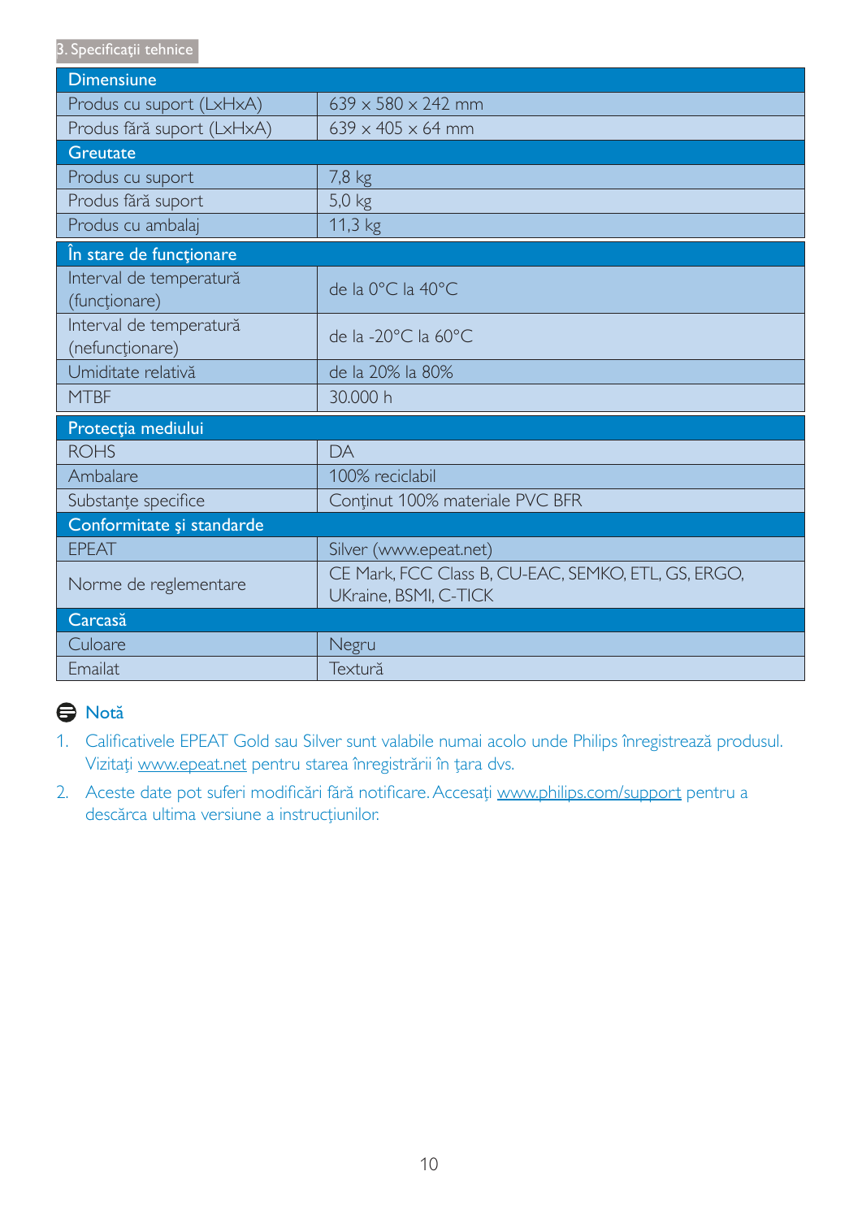3. Specificaţii tehnice

| Dimensiune | |
|---|---|
| Produs cu suport (LxHxA) | 639 x 580 x 242 mm |
| Produs fără suport (LxHxA) | 639 x 405 x 64 mm |
| **Greutate** | |
| Produs cu suport | 7,8 kg |
| Produs fără suport | 5,0 kg |
| Produs cu ambalaj | 11,3 kg |
| **În stare de funcţionare** | |
| Interval de temperatură (funcţionare) | de la 0°C la 40°C |
| Interval de temperatură (nefuncţionare) | de la -20°C la 60°C |
| Umiditate relativă | de la 20% la 80% |
| MTBF | 30.000 h |
| **Protecţia mediului** | |
| ROHS | DA |
| Ambalare | 100% reciclabil |
| Substanţe specifice | Conţinut 100% materiale PVC BFR |
| **Conformitate şi standarde** | |
| EPEAT | Silver (www.epeat.net) |
| Norme de reglementare | CE Mark, FCC Class B, CU-EAC, SEMKO, ETL, GS, ERGO, UKraine, BSMI, C-TICK |
| **Carcasă** | |
| Culoare | Negru |
| Emailat | Textură |

**Notă**

1. Calificativele EPEAT Gold sau Silver sunt valabile numai acolo unde Philips înregistrează produsul. Vizitaţi www.epeat.net pentru starea înregistrării în ţara dvs.
2. Aceste date pot suferi modificări fără notificare. Accesaţi www.philips.com/support pentru a descărca ultima versiune a instrucţiunilor.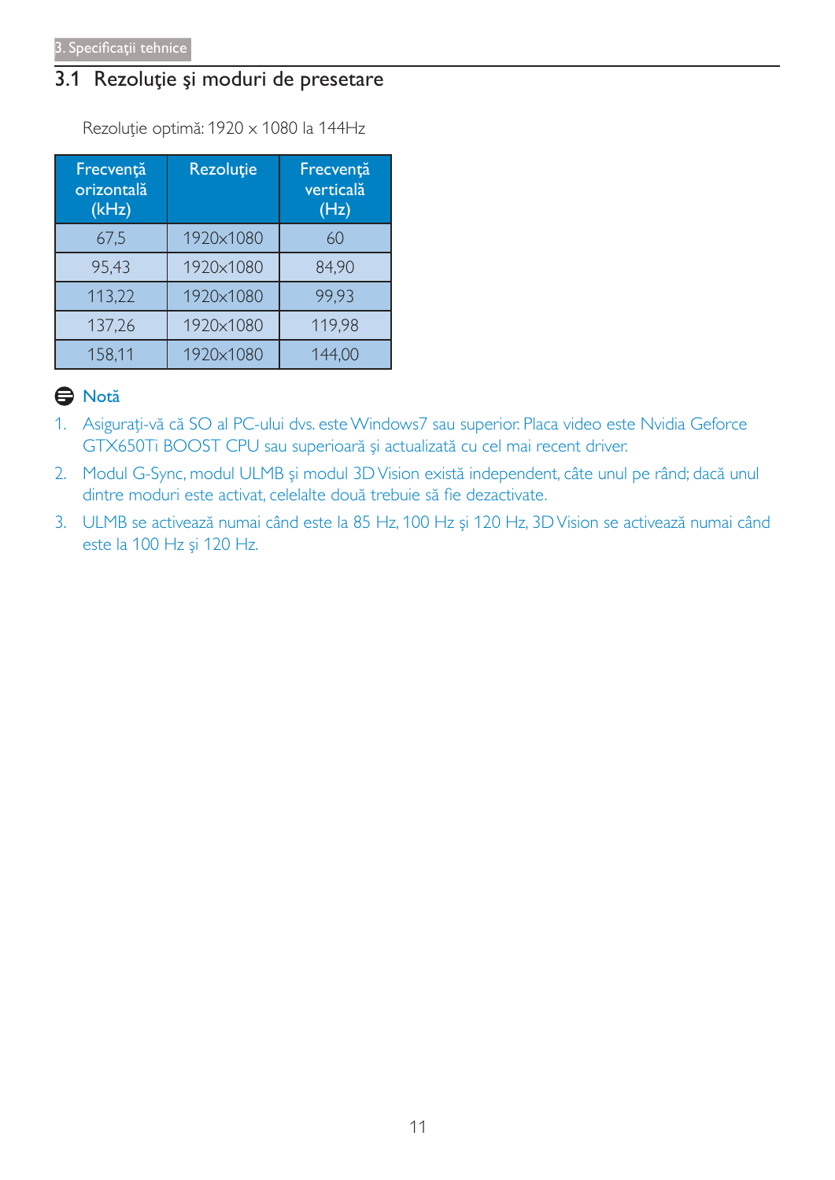## 3.1 Rezoluţie şi moduri de presetare

Rezoluţie optimă: 1920 x 1080 la 144Hz

| Frecvenţă orizontală (kHz) | Rezoluţie | Frecvenţă verticală (Hz) |
|---|---|---|
| 67,5 | 1920x1080 | 60 |
| 95,43 | 1920x1080 | 84,90 |
| 113,22 | 1920x1080 | 99,93 |
| 137,26 | 1920x1080 | 119,98 |
| 158,11 | 1920x1080 | 144,00 |

**Notă**

1. Asiguraţi-vă că SO al PC-ului dvs. este Windows7 sau superior. Placa video este Nvidia Geforce GTX650Ti BOOST CPU sau superioară şi actualizată cu cel mai recent driver.
2. Modul G-Sync, modul ULMB şi modul 3D Vision există independent, câte unul pe rând; dacă unul dintre moduri este activat, celelalte două trebuie să fie dezactivate.
3. ULMB se activează numai când este la 85 Hz, 100 Hz şi 120 Hz, 3D Vision se activează numai când este la 100 Hz şi 120 Hz.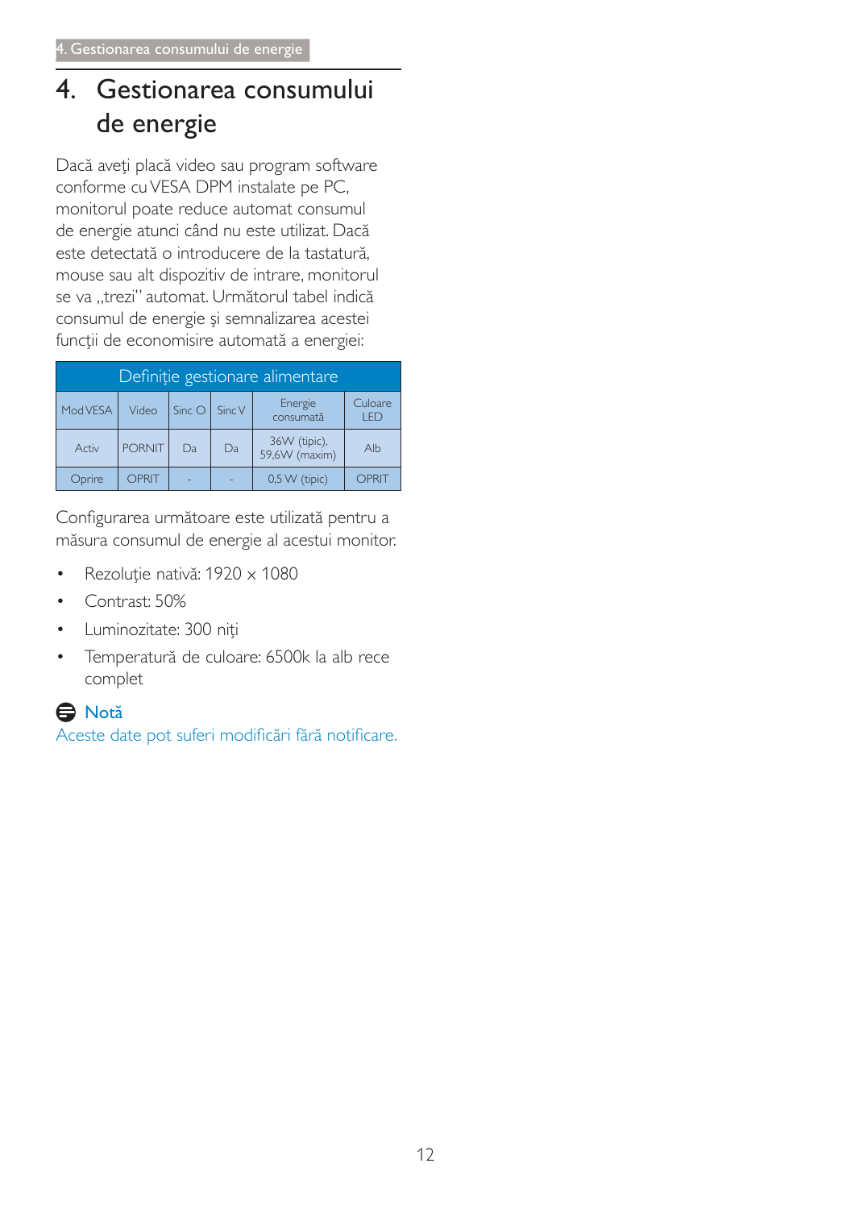# 4. Gestionarea consumului de energie

Dacă aveţi placă video sau program software conforme cu VESA DPM instalate pe PC, monitorul poate reduce automat consumul de energie atunci când nu este utilizat. Dacă este detectată o introducere de la tastatură, mouse sau alt dispozitiv de intrare, monitorul se va „trezi" automat. Următorul tabel indică consumul de energie şi semnalizarea acestei funcţii de economisire automată a energiei:

| Definiţie gestionare alimentare | | | | | |
|---|---|---|---|---|---|
| Mod VESA | Video | Sinc O | Sinc V | Energie consumată | Culoare LED |
| Activ | PORNIT | Da | Da | 36W (tipic), 59,6W (maxim) | Alb |
| Oprire | OPRIT | - | - | 0,5 W (tipic) | OPRIT |

Configurarea următoare este utilizată pentru a măsura consumul de energie al acestui monitor.

- Rezoluţie nativă: 1920 × 1080
- Contrast: 50%
- Luminozitate: 300 niţi
- Temperatură de culoare: 6500k la alb rece complet

**Notă**

Aceste date pot suferi modificări fără notificare.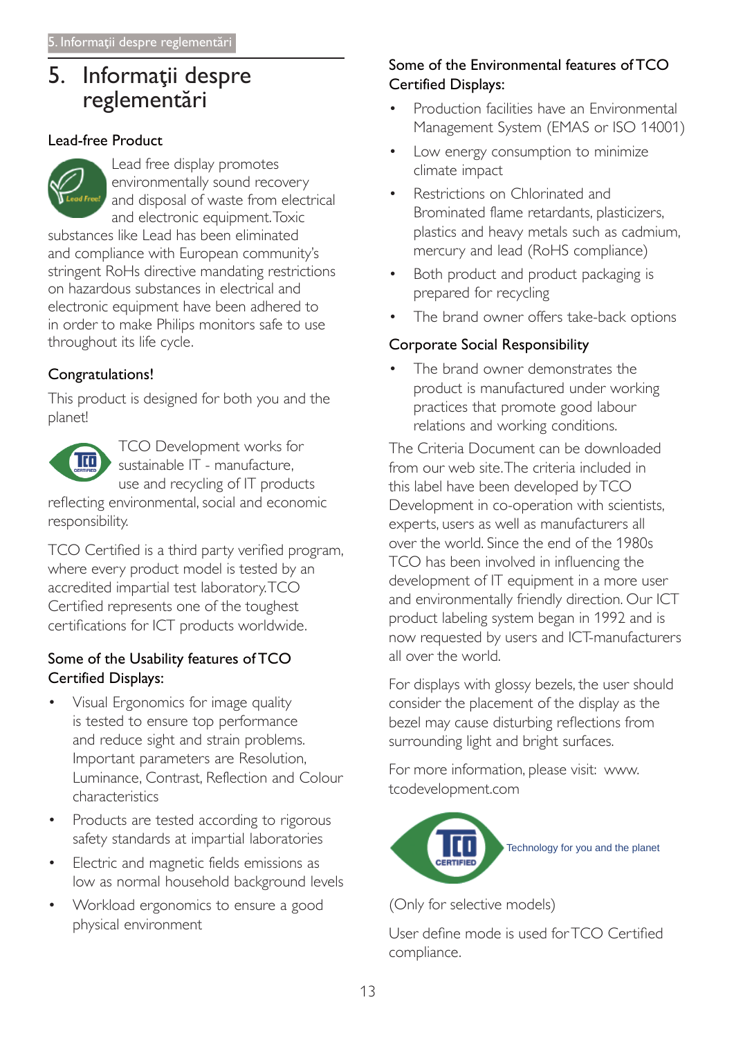# 5. Informaţii despre reglementări

### Lead-free Product

Lead free display promotes environmentally sound recovery and disposal of waste from electrical and electronic equipment. Toxic substances like Lead has been eliminated and compliance with European community's stringent RoHs directive mandating restrictions on hazardous substances in electrical and electronic equipment have been adhered to in order to make Philips monitors safe to use throughout its life cycle.

### Congratulations!

This product is designed for both you and the planet!

TCO Development works for sustainable IT - manufacture, use and recycling of IT products reflecting environmental, social and economic responsibility.

TCO Certified is a third party verified program, where every product model is tested by an accredited impartial test laboratory. TCO Certified represents one of the toughest certifications for ICT products worldwide.

### Some of the Usability features of TCO Certified Displays:

- Visual Ergonomics for image quality is tested to ensure top performance and reduce sight and strain problems. Important parameters are Resolution, Luminance, Contrast, Reflection and Colour characteristics
- Products are tested according to rigorous safety standards at impartial laboratories
- Electric and magnetic fields emissions as low as normal household background levels
- Workload ergonomics to ensure a good physical environment

### Some of the Environmental features of TCO Certified Displays:

- Production facilities have an Environmental Management System (EMAS or ISO 14001)
- Low energy consumption to minimize climate impact
- Restrictions on Chlorinated and Brominated flame retardants, plasticizers, plastics and heavy metals such as cadmium, mercury and lead (RoHS compliance)
- Both product and product packaging is prepared for recycling
- The brand owner offers take-back options

### Corporate Social Responsibility

- The brand owner demonstrates the product is manufactured under working practices that promote good labour relations and working conditions.

The Criteria Document can be downloaded from our web site. The criteria included in this label have been developed by TCO Development in co-operation with scientists, experts, users as well as manufacturers all over the world. Since the end of the 1980s TCO has been involved in influencing the development of IT equipment in a more user and environmentally friendly direction. Our ICT product labeling system began in 1992 and is now requested by users and ICT-manufacturers all over the world.

For displays with glossy bezels, the user should consider the placement of the display as the bezel may cause disturbing reflections from surrounding light and bright surfaces.

For more information, please visit: www.tcodevelopment.com

Technology for you and the planet

(Only for selective models)

User define mode is used for TCO Certified compliance.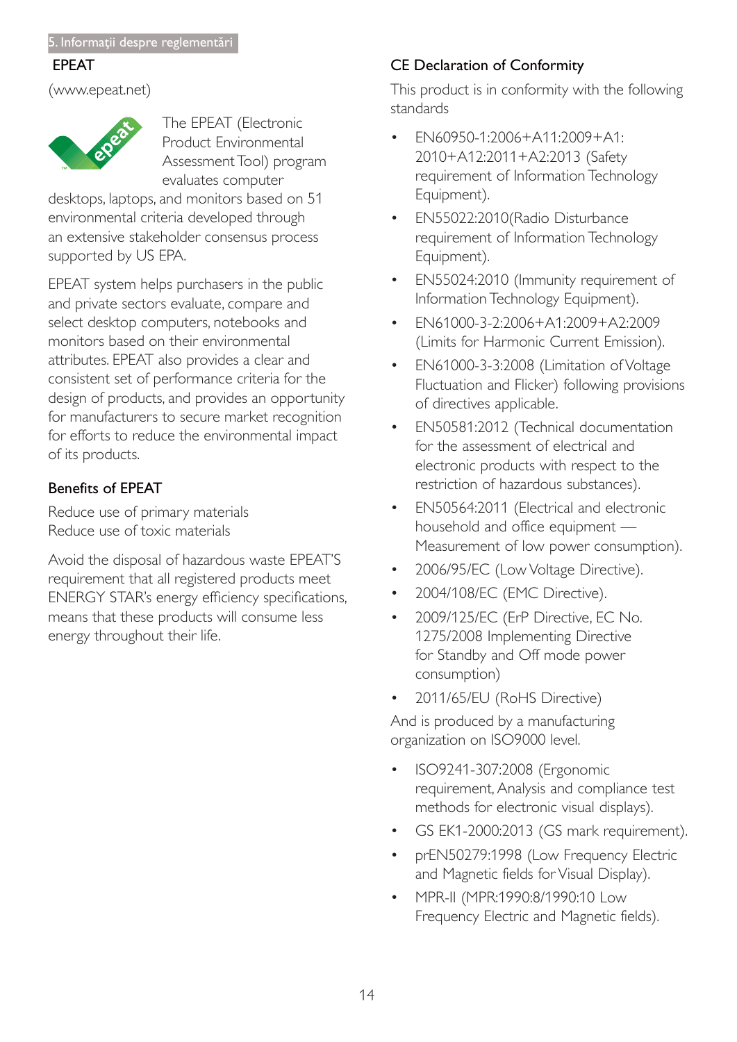## EPEAT

(www.epeat.net)

The EPEAT (Electronic Product Environmental Assessment Tool) program evaluates computer desktops, laptops, and monitors based on 51 environmental criteria developed through an extensive stakeholder consensus process supported by US EPA.

EPEAT system helps purchasers in the public and private sectors evaluate, compare and select desktop computers, notebooks and monitors based on their environmental attributes. EPEAT also provides a clear and consistent set of performance criteria for the design of products, and provides an opportunity for manufacturers to secure market recognition for efforts to reduce the environmental impact of its products.

### Benefits of EPEAT

Reduce use of primary materials
Reduce use of toxic materials

Avoid the disposal of hazardous waste EPEAT'S requirement that all registered products meet ENERGY STAR's energy efficiency specifications, means that these products will consume less energy throughout their life.

## CE Declaration of Conformity

This product is in conformity with the following standards

- EN60950-1:2006+A11:2009+A1:2010+A12:2011+A2:2013 (Safety requirement of Information Technology Equipment).
- EN55022:2010(Radio Disturbance requirement of Information Technology Equipment).
- EN55024:2010 (Immunity requirement of Information Technology Equipment).
- EN61000-3-2:2006+A1:2009+A2:2009 (Limits for Harmonic Current Emission).
- EN61000-3-3:2008 (Limitation of Voltage Fluctuation and Flicker) following provisions of directives applicable.
- EN50581:2012 (Technical documentation for the assessment of electrical and electronic products with respect to the restriction of hazardous substances).
- EN50564:2011 (Electrical and electronic household and office equipment — Measurement of low power consumption).
- 2006/95/EC (Low Voltage Directive).
- 2004/108/EC (EMC Directive).
- 2009/125/EC (ErP Directive, EC No. 1275/2008 Implementing Directive for Standby and Off mode power consumption)
- 2011/65/EU (RoHS Directive)

And is produced by a manufacturing organization on ISO9000 level.

- ISO9241-307:2008 (Ergonomic requirement, Analysis and compliance test methods for electronic visual displays).
- GS EK1-2000:2013 (GS mark requirement).
- prEN50279:1998 (Low Frequency Electric and Magnetic fields for Visual Display).
- MPR-II (MPR:1990:8/1990:10 Low Frequency Electric and Magnetic fields).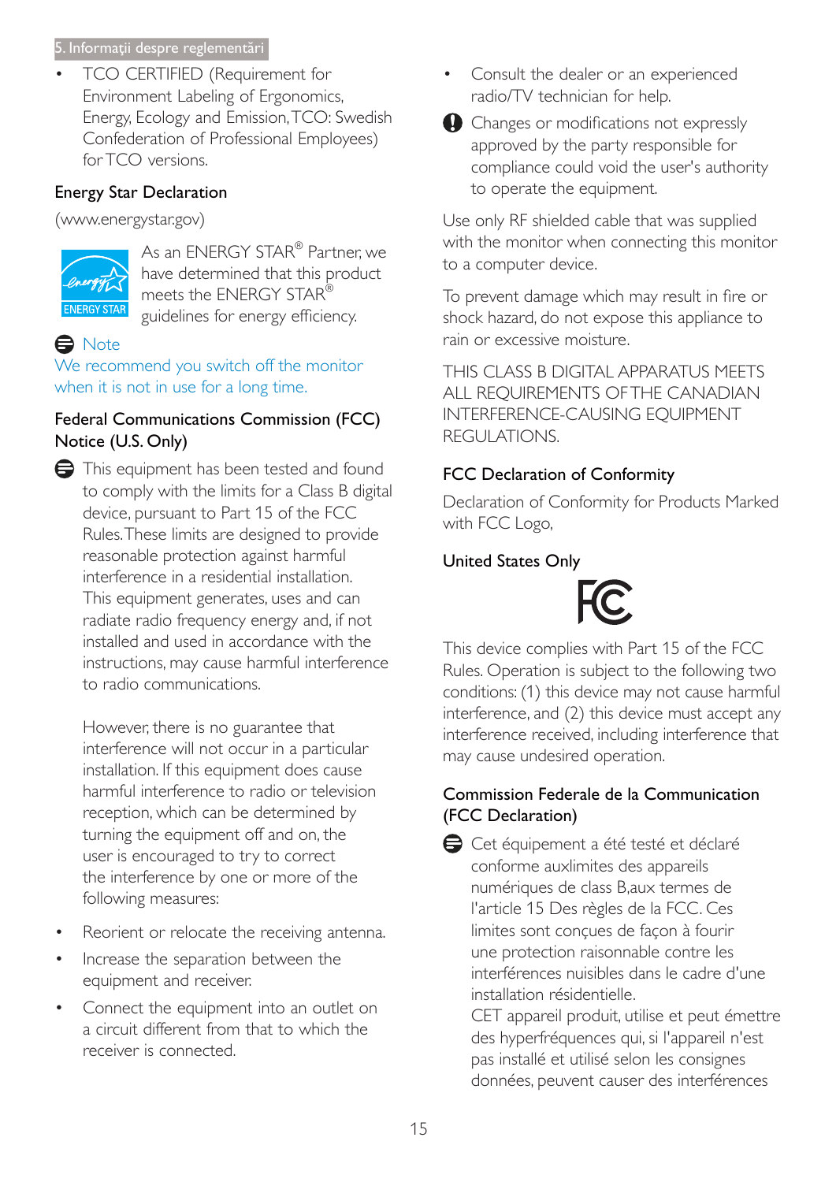- TCO CERTIFIED (Requirement for Environment Labeling of Ergonomics, Energy, Ecology and Emission, TCO: Swedish Confederation of Professional Employees) for TCO versions.

## Energy Star Declaration

(www.energystar.gov)

As an ENERGY STAR® Partner, we have determined that this product meets the ENERGY STAR® guidelines for energy efficiency.

**Note**

We recommend you switch off the monitor when it is not in use for a long time.

## Federal Communications Commission (FCC) Notice (U.S. Only)

This equipment has been tested and found to comply with the limits for a Class B digital device, pursuant to Part 15 of the FCC Rules. These limits are designed to provide reasonable protection against harmful interference in a residential installation. This equipment generates, uses and can radiate radio frequency energy and, if not installed and used in accordance with the instructions, may cause harmful interference to radio communications.

However, there is no guarantee that interference will not occur in a particular installation. If this equipment does cause harmful interference to radio or television reception, which can be determined by turning the equipment off and on, the user is encouraged to try to correct the interference by one or more of the following measures:

- Reorient or relocate the receiving antenna.
- Increase the separation between the equipment and receiver.
- Connect the equipment into an outlet on a circuit different from that to which the receiver is connected.
- Consult the dealer or an experienced radio/TV technician for help.

Changes or modifications not expressly approved by the party responsible for compliance could void the user's authority to operate the equipment.

Use only RF shielded cable that was supplied with the monitor when connecting this monitor to a computer device.

To prevent damage which may result in fire or shock hazard, do not expose this appliance to rain or excessive moisture.

THIS CLASS B DIGITAL APPARATUS MEETS ALL REQUIREMENTS OF THE CANADIAN INTERFERENCE-CAUSING EQUIPMENT REGULATIONS.

## FCC Declaration of Conformity

Declaration of Conformity for Products Marked with FCC Logo,

### United States Only

This device complies with Part 15 of the FCC Rules. Operation is subject to the following two conditions: (1) this device may not cause harmful interference, and (2) this device must accept any interference received, including interference that may cause undesired operation.

## Commission Federale de la Communication (FCC Declaration)

Cet équipement a été testé et déclaré conforme auxlimites des appareils numériques de class B,aux termes de l'article 15 Des règles de la FCC. Ces limites sont conçues de façon à fourir une protection raisonnable contre les interférences nuisibles dans le cadre d'une installation résidentielle.
CET appareil produit, utilise et peut émettre des hyperfréquences qui, si l'appareil n'est pas installé et utilisé selon les consignes données, peuvent causer des interférences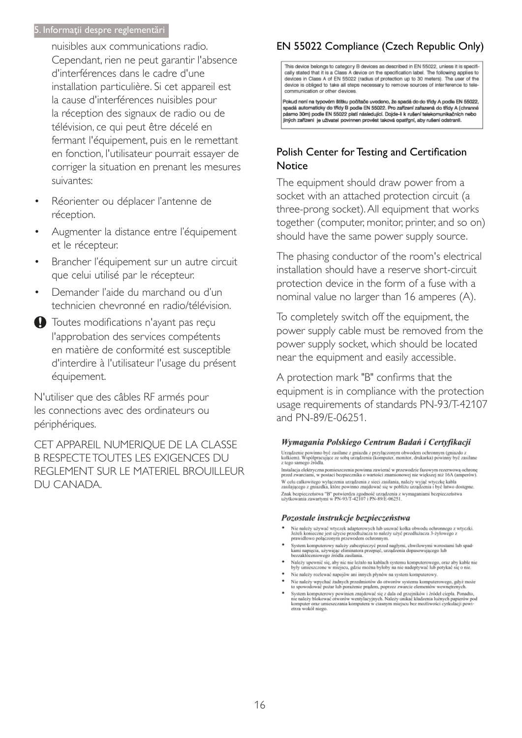nuisibles aux communications radio. Cependant, rien ne peut garantir l'absence d'interférences dans le cadre d'une installation particulière. Si cet appareil est la cause d'interférences nuisibles pour la réception des signaux de radio ou de télévision, ce qui peut être décelé en fermant l'équipement, puis en le remettant en fonction, l'utilisateur pourrait essayer de corriger la situation en prenant les mesures suivantes:

- Réorienter ou déplacer l'antenne de réception.
- Augmenter la distance entre l'équipement et le récepteur.
- Brancher l'équipement sur un autre circuit que celui utilisé par le récepteur.
- Demander l'aide du marchand ou d'un technicien chevronné en radio/télévision.

Toutes modifications n'ayant pas reçu l'approbation des services compétents en matière de conformité est susceptible d'interdire à l'utilisateur l'usage du présent équipement.

N'utiliser que des câbles RF armés pour les connections avec des ordinateurs ou périphériques.

CET APPAREIL NUMERIQUE DE LA CLASSE B RESPECTE TOUTES LES EXIGENCES DU REGLEMENT SUR LE MATERIEL BROUILLEUR DU CANADA.

## EN 55022 Compliance (Czech Republic Only)

This device belongs to category B devices as described in EN 55022, unless it is specifically stated that it is a Class A device on the specification label. The following applies to devices in Class A of EN 55022 (radius of protection up to 30 meters). The user of the device is obliged to take all steps necessary to remove sources of interference to telecommunication or other devices.

**Pokud není na typovém štítku počítače uvedeno, že spadá do do třídy A podle EN 55022, spadá automaticky do třídy B podle EN 55022. Pro zařízení zařazená do třídy A (chranné pásmo 30m) podle EN 55022 platí následující. Dojde-li k rušení telekomunikačních nebo jiných zařízení je uživatel povinnen provést taková opatřgní, aby rušení odstranil.**

## Polish Center for Testing and Certification Notice

The equipment should draw power from a socket with an attached protection circuit (a three-prong socket). All equipment that works together (computer, monitor, printer, and so on) should have the same power supply source.

The phasing conductor of the room's electrical installation should have a reserve short-circuit protection device in the form of a fuse with a nominal value no larger than 16 amperes (A).

To completely switch off the equipment, the power supply cable must be removed from the power supply socket, which should be located near the equipment and easily accessible.

A protection mark "B" confirms that the equipment is in compliance with the protection usage requirements of standards PN-93/T-42107 and PN-89/E-06251.

### *Wymagania Polskiego Centrum Badań i Certyfikacji*

Urządzenie powinno być zasilane z gniazda z przyłączonym obwodem ochronnym (gniazdo z kołkiem). Współpracujące ze sobą urządzenia (komputer, monitor, drukarka) powinny być zasilane z tego samego źródła.

Instalacja elektryczna pomieszczenia powinna zawierać w przewodzie fazowym rezerwową ochronę przed zwarciami, w postaci bezpiecznika o wartości znamionowej nie większej niż 16A (amperów).

W celu całkowitego wyłączenia urządzenia z sieci zasilania, należy wyjąć wtyczkę kabla zasilającego z gniazdka, które powinno znajdować się w pobliżu urządzenia i być łatwo dostępne.

Znak bezpieczeństwa "B" potwierdza zgodność urządzenia z wymaganiami bezpieczeństwa użytkowania zawartymi w PN-93/T-42107 i PN-89/E-06251.

### *Pozostałe instrukcje bezpieczeństwa*

- Nie należy używać wtyczek adapterowych lub usuwać kołka obwodu ochronnego z wtyczki. Jeżeli konieczne jest użycie przedłużacza to należy użyć przedłużacza 3-żyłowego z prawidłowo połączonym przewodem ochronnym.
- System komputerowy należy zabezpieczyć przed nagłymi, chwilowymi wzrostami lub spadkami napięcia, używając eliminatora przepięć, urządzenia dopasowującego lub bezzakłóceniowego źródła zasilania.
- Należy upewnić się, aby nic nie leżało na kablach systemu komputerowego, oraz aby kable nie były umieszczone w miejscu, gdzie można byłoby na nie nadeptywać lub potykać się o nie.
- Nie należy rozlewać napojów ani innych płynów na system komputerowy.
- Nie należy wpychać żadnych przedmiotów do otworów systemu komputerowego, gdyż może to spowodować pożar lub porażenie prądem, poprzez zwarcie elementów wewnętrznych.
- System komputerowy powinien znajdować się z dala od grzejników i źródeł ciepła. Ponadto, nie należy blokować otworów wentylacyjnych. Należy unikać kładzenia luźnych papierów pod komputer oraz umieszczania komputera w ciasnym miejscu bez możliwości cyrkulacji powietrza wokół niego.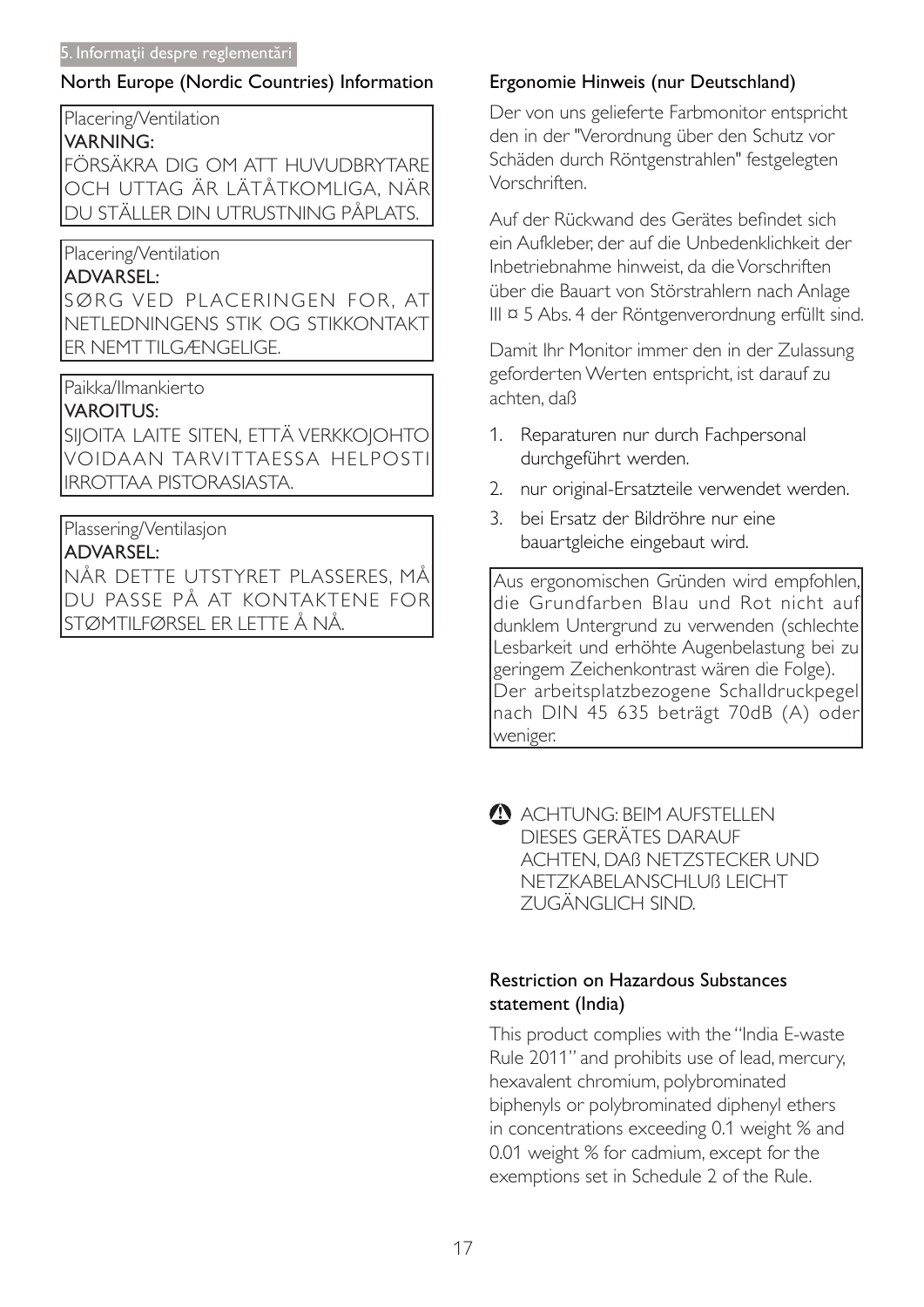## North Europe (Nordic Countries) Information

Placering/Ventilation

**VARNING:**

FÖRSÄKRA DIG OM ATT HUVUDBRYTARE OCH UTTAG ÄR LÄTÅTKOMLIGA, NÄR DU STÄLLER DIN UTRUSTNING PÅPLATS.

Placering/Ventilation

**ADVARSEL:**

SØRG VED PLACERINGEN FOR, AT NETLEDNINGENS STIK OG STIKKONTAKT ER NEMT TILGÆNGELIGE.

Paikka/Ilmankierto

**VAROITUS:**

SIJOITA LAITE SITEN, ETTÄ VERKKOJOHTO VOIDAAN TARVITTAESSA HELPOSTI IRROTTAA PISTORASIASTA.

Plassering/Ventilasjon

**ADVARSEL:**

NÅR DETTE UTSTYRET PLASSERES, MÅ DU PASSE PÅ AT KONTAKTENE FOR STØMTILFØRSEL ER LETTE Å NÅ.

## Ergonomie Hinweis (nur Deutschland)

Der von uns gelieferte Farbmonitor entspricht den in der "Verordnung über den Schutz vor Schäden durch Röntgenstrahlen" festgelegten Vorschriften.

Auf der Rückwand des Gerätes befindet sich ein Aufkleber, der auf die Unbedenklichkeit der Inbetriebnahme hinweist, da die Vorschriften über die Bauart von Störstrahlern nach Anlage III ¤ 5 Abs. 4 der Röntgenverordnung erfüllt sind.

Damit Ihr Monitor immer den in der Zulassung geforderten Werten entspricht, ist darauf zu achten, daß

1. Reparaturen nur durch Fachpersonal durchgeführt werden.
2. nur original-Ersatzteile verwendet werden.
3. bei Ersatz der Bildröhre nur eine bauartgleiche eingebaut wird.

Aus ergonomischen Gründen wird empfohlen, die Grundfarben Blau und Rot nicht auf dunklem Untergrund zu verwenden (schlechte Lesbarkeit und erhöhte Augenbelastung bei zu geringem Zeichenkontrast wären die Folge). Der arbeitsplatzbezogene Schalldruckpegel nach DIN 45 635 beträgt 70dB (A) oder weniger.

ACHTUNG: BEIM AUFSTELLEN DIESES GERÄTES DARAUF ACHTEN, DAß NETZSTECKER UND NETZKABELANSCHLUß LEICHT ZUGÄNGLICH SIND.

## Restriction on Hazardous Substances statement (India)

This product complies with the "India E-waste Rule 2011" and prohibits use of lead, mercury, hexavalent chromium, polybrominated biphenyls or polybrominated diphenyl ethers in concentrations exceeding 0.1 weight % and 0.01 weight % for cadmium, except for the exemptions set in Schedule 2 of the Rule.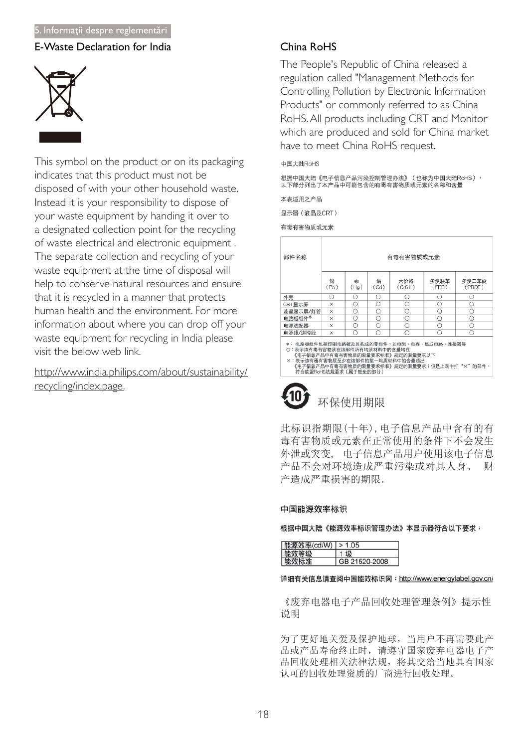## E-Waste Declaration for India

This symbol on the product or on its packaging indicates that this product must not be disposed of with your other household waste. Instead it is your responsibility to dispose of your waste equipment by handing it over to a designated collection point for the recycling of waste electrical and electronic equipment . The separate collection and recycling of your waste equipment at the time of disposal will help to conserve natural resources and ensure that it is recycled in a manner that protects human health and the environment. For more information about where you can drop off your waste equipment for recycling in India please visit the below web link.

http://www.india.philips.com/about/sustainability/recycling/index.page.

## China RoHS

The People's Republic of China released a regulation called "Management Methods for Controlling Pollution by Electronic Information Products" or commonly referred to as China RoHS. All products including CRT and Monitor which are produced and sold for China market have to meet China RoHS request.

中国大陆RoHS

根据中国大陆《电子信息产品污染控制管理办法》（也称为中国大陆RoHS），以下部分列出了本产品中可能包含的有毒有害物质或元素的名称和含量

本表适用之产品

显示器（液晶及CRT）

有毒有害物质或元素

| 部件名称 | 有毒有害物质或元素 | | | | | |
|---|---|---|---|---|---|---|
| | 铅（Pb） | 汞（Hg） | 镉（Cd） | 六价铬（Cr6+） | 多溴联苯（PBB） | 多溴二苯醚（PBDE） |
| 外壳 | O | O | O | O | O | O |
| CRT显示屏 | × | O | O | O | O | O |
| 液晶显示屏/灯管 | × | O | O | O | O | O |
| 电路板组件* | × | O | O | O | O | O |
| 电源适配器 | × | O | O | O | O | O |
| 电源线/连接线 | × | O | O | O | O | O |

*：电路板组件包括印刷电路板及其构成的零部件，如电阻、电容、集成电路、连接器等
O：表示该有毒有害物质在该部件所有均质材料中的含量均在《电子信息产品中有毒有害物质的限量要求标准》规定的限量要求以下
×：表示该有毒有害物质至少在该部件的某一均质材料中的含量超出《电子信息产品中有毒有害物质的限量要求标准》规定的限量要求；但是上表中打"×"的部件，符合欧盟RoHS法规要求（属于豁免的部分）

环保使用期限

此标识指期限(十年)，电子信息产品中含有的有毒有害物质或元素在正常使用的条件下不会发生外泄或突变，电子信息产品用户使用该电子信息产品不会对环境造成严重污染或对其人身、财产造成严重损害的期限.

**中国能源效率标识**

**根据中国大陆《能源效率标识管理办法》本显示器符合以下要求：**

| 能源效率(cd/W) | > 1.05 |
|---|---|
| 能效等级 | 1 级 |
| 能效标准 | GB 21520-2008 |

**详细有关信息请查阅中国能效标识网：http://www.energylabel.gov.cn/**

《废弃电器电子产品回收处理管理条例》提示性说明

为了更好地关爱及保护地球，当用户不再需要此产品或产品寿命终止时，请遵守国家废弃电器电子产品回收处理相关法律法规，将其交给当地具有国家认可的回收处理资质的厂商进行回收处理。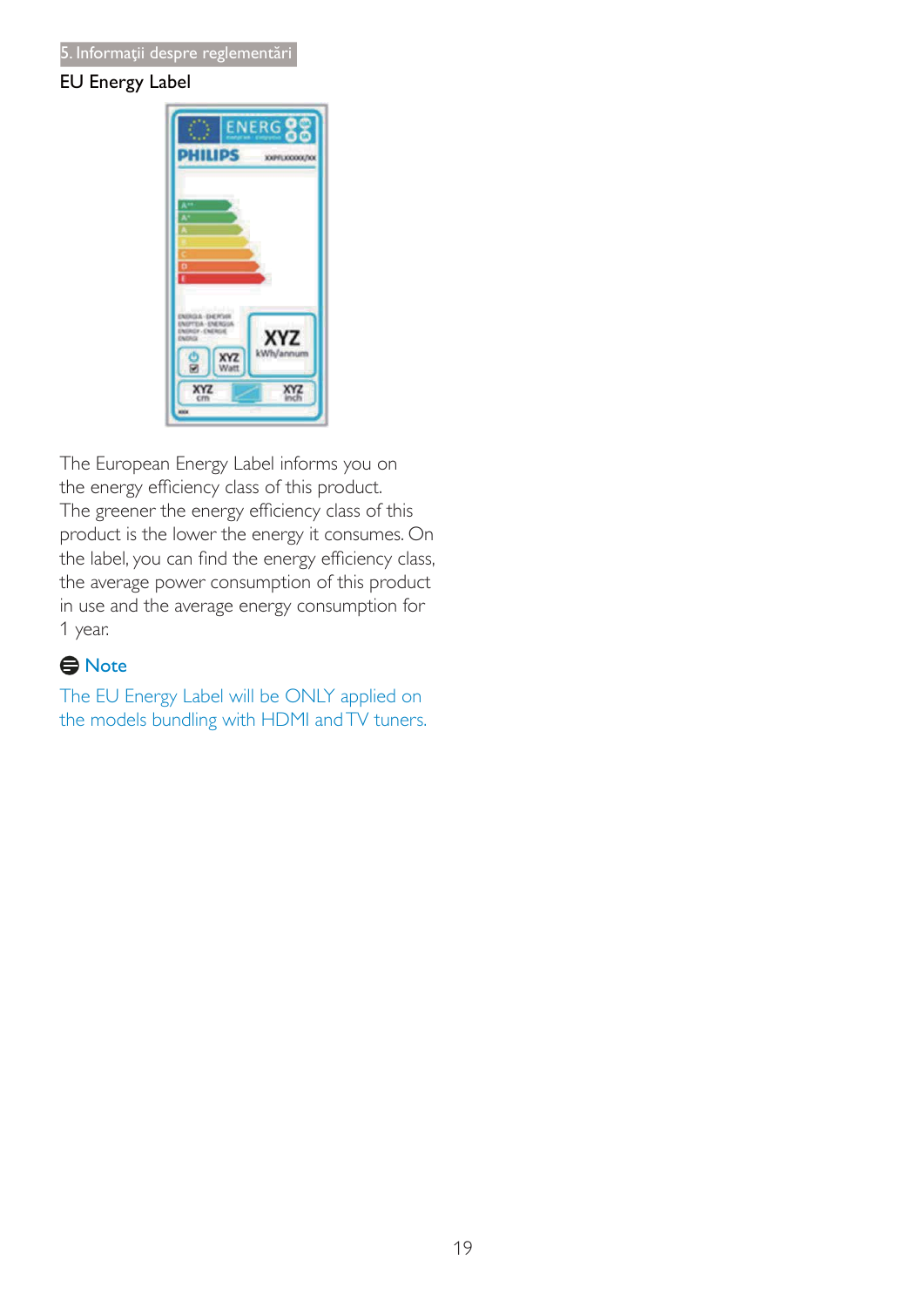## EU Energy Label

The European Energy Label informs you on the energy efficiency class of this product. The greener the energy efficiency class of this product is the lower the energy it consumes. On the label, you can find the energy efficiency class, the average power consumption of this product in use and the average energy consumption for 1 year.

**Note**

The EU Energy Label will be ONLY applied on the models bundling with HDMI and TV tuners.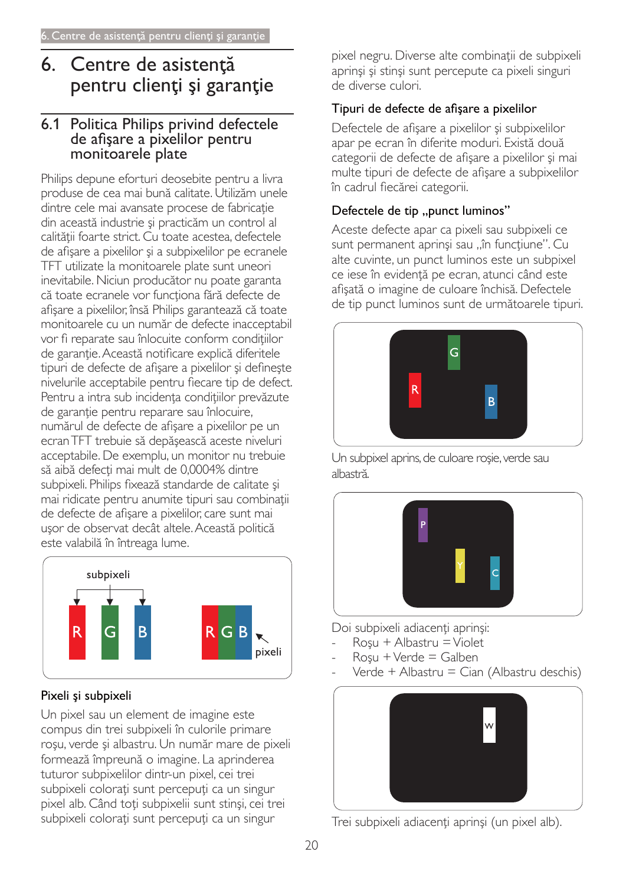# 6. Centre de asistenţă pentru clienţi şi garanţie

## 6.1 Politica Philips privind defectele de afişare a pixelilor pentru monitoarele plate

Philips depune eforturi deosebite pentru a livra produse de cea mai bună calitate. Utilizăm unele dintre cele mai avansate procese de fabricaţie din această industrie şi practicăm un control al calităţii foarte strict. Cu toate acestea, defectele de afişare a pixelilor şi a subpixelilor pe ecranele TFT utilizate la monitoarele plate sunt uneori inevitabile. Niciun producător nu poate garanta că toate ecranele vor funcţiona fără defecte de afişare a pixelilor, însă Philips garantează că toate monitoarele cu un număr de defecte inacceptabil vor fi reparate sau înlocuite conform condiţiilor de garanţie. Această notificare explică diferitele tipuri de defecte de afişare a pixelilor şi defineşte nivelurile acceptabile pentru fiecare tip de defect. Pentru a intra sub incidenţa condiţiilor prevăzute de garanţie pentru reparare sau înlocuire, numărul de defecte de afişare a pixelilor pe un ecran TFT trebuie să depăşească aceste niveluri acceptabile. De exemplu, un monitor nu trebuie să aibă defecţi mai mult de 0,0004% dintre subpixeli. Philips fixează standarde de calitate şi mai ridicate pentru anumite tipuri sau combinaţii de defecte de afişare a pixelilor, care sunt mai uşor de observat decât altele. Această politică este valabilă în întreaga lume.

subpixeli

R G B

RGB pixeli

### Pixeli şi subpixeli

Un pixel sau un element de imagine este compus din trei subpixeli în culorile primare roşu, verde şi albastru. Un număr mare de pixeli formează împreună o imagine. La aprinderea tuturor subpixelilor dintr-un pixel, cei trei subpixeli coloraţi sunt percepuţi ca un singur pixel alb. Când toţi subpixelii sunt stinşi, cei trei subpixeli coloraţi sunt percepuţi ca un singur pixel negru. Diverse alte combinaţii de subpixeli aprinşi şi stinşi sunt percepute ca pixeli singuri de diverse culori.

### Tipuri de defecte de afişare a pixelilor

Defectele de afişare a pixelilor şi subpixelilor apar pe ecran în diferite moduri. Există două categorii de defecte de afişare a pixelilor şi mai multe tipuri de defecte de afişare a subpixelilor în cadrul fiecărei categorii.

### Defectele de tip „punct luminos"

Aceste defecte apar ca pixeli sau subpixeli ce sunt permanent aprinşi sau „în funcţiune". Cu alte cuvinte, un punct luminos este un subpixel ce iese în evidenţă pe ecran, atunci când este afişată o imagine de culoare închisă. Defectele de tip punct luminos sunt de următoarele tipuri.

Un subpixel aprins, de culoare roşie, verde sau albastră.

Doi subpixeli adiacenţi aprinşi:
- Roşu + Albastru = Violet
- Roşu + Verde = Galben
- Verde + Albastru = Cian (Albastru deschis)

Trei subpixeli adiacenţi aprinşi (un pixel alb).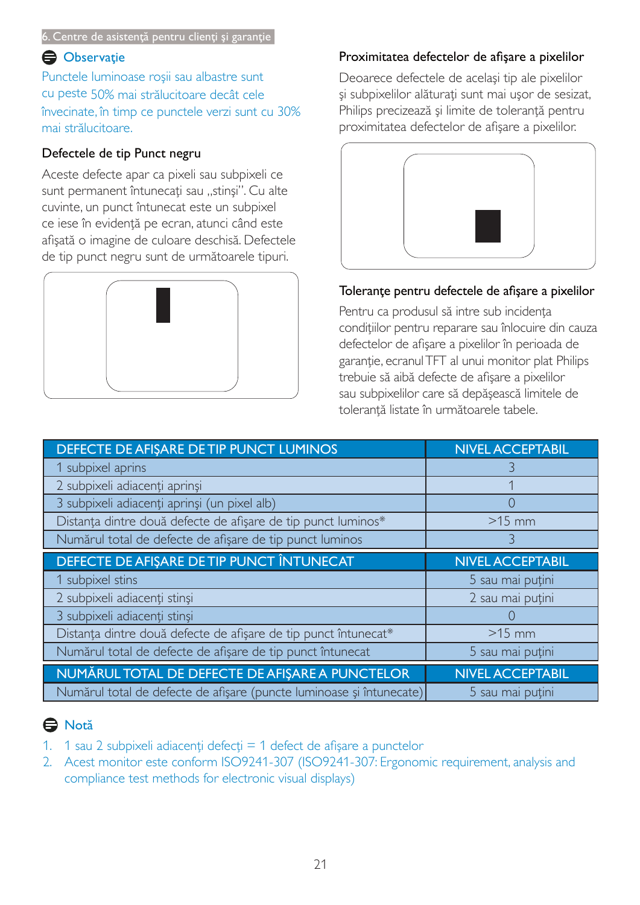**Observaţie**

Punctele luminoase roşii sau albastre sunt cu peste 50% mai strălucitoare decât cele învecinate, în timp ce punctele verzi sunt cu 30% mai strălucitoare.

### Defectele de tip Punct negru

Aceste defecte apar ca pixeli sau subpixeli ce sunt permanent întunecaţi sau „stinşi". Cu alte cuvinte, un punct întunecat este un subpixel ce iese în evidenţă pe ecran, atunci când este afişată o imagine de culoare deschisă. Defectele de tip punct negru sunt de următoarele tipuri.

### Proximitatea defectelor de afişare a pixelilor

Deoarece defectele de acelaşi tip ale pixelilor şi subpixelilor alăturaţi sunt mai uşor de sesizat, Philips precizează şi limite de toleranţă pentru proximitatea defectelor de afişare a pixelilor.

### Toleranţe pentru defectele de afişare a pixelilor

Pentru ca produsul să intre sub incidenţa condiţiilor pentru reparare sau înlocuire din cauza defectelor de afişare a pixelilor în perioada de garanţie, ecranul TFT al unui monitor plat Philips trebuie să aibă defecte de afişare a pixelilor sau subpixelilor care să depăşească limitele de toleranţă listate în următoarele tabele.

| DEFECTE DE AFIŞARE DE TIP PUNCT LUMINOS | NIVEL ACCEPTABIL |
|---|---|
| 1 subpixel aprins | 3 |
| 2 subpixeli adiacenţi aprinşi | 1 |
| 3 subpixeli adiacenţi aprinşi (un pixel alb) | 0 |
| Distanţa dintre două defecte de afişare de tip punct luminos* | >15 mm |
| Numărul total de defecte de afişare de tip punct luminos | 3 |
| **DEFECTE DE AFIŞARE DE TIP PUNCT ÎNTUNECAT** | **NIVEL ACCEPTABIL** |
| 1 subpixel stins | 5 sau mai puţini |
| 2 subpixeli adiacenţi stinşi | 2 sau mai puţini |
| 3 subpixeli adiacenţi stinşi | 0 |
| Distanţa dintre două defecte de afişare de tip punct întunecat* | >15 mm |
| Numărul total de defecte de afişare de tip punct întunecat | 5 sau mai puţini |
| **NUMĂRUL TOTAL DE DEFECTE DE AFIŞARE A PUNCTELOR** | **NIVEL ACCEPTABIL** |
| Numărul total de defecte de afişare (puncte luminoase şi întunecate) | 5 sau mai puţini |

**Notă**

1. 1 sau 2 subpixeli adiacenţi defecţi = 1 defect de afişare a punctelor
2. Acest monitor este conform ISO9241-307 (ISO9241-307: Ergonomic requirement, analysis and compliance test methods for electronic visual displays)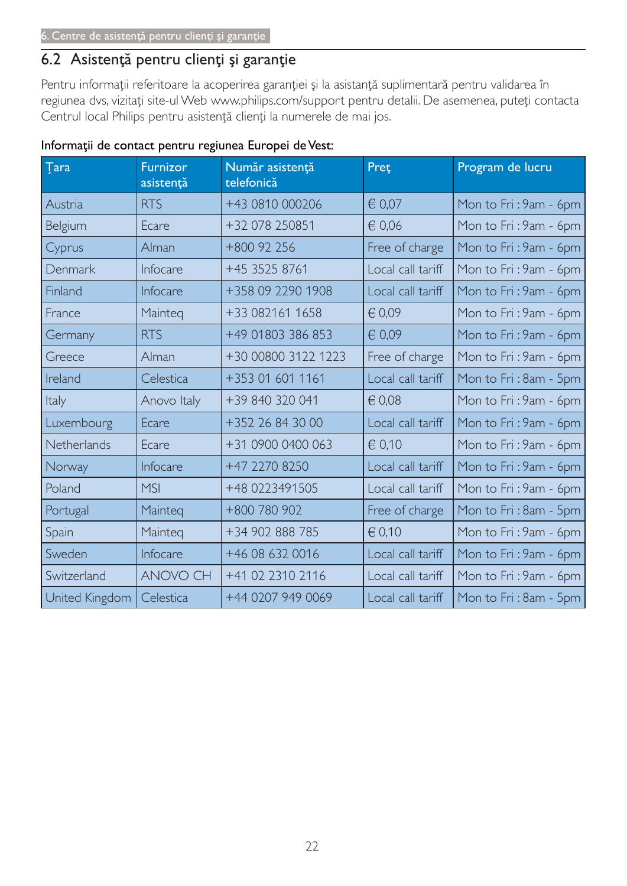## 6.2 Asistenţă pentru clienţi şi garanţie

Pentru informaţii referitoare la acoperirea garanţiei şi la asistanţă suplimentară pentru validarea în regiunea dvs, vizitaţi site-ul Web www.philips.com/support pentru detalii. De asemenea, puteţi contacta Centrul local Philips pentru asistenţă clienţi la numerele de mai jos.

Informaţii de contact pentru regiunea Europei de Vest:

| Ţara | Furnizor asistenţă | Număr asistenţă telefonică | Preţ | Program de lucru |
|---|---|---|---|---|
| Austria | RTS | +43 0810 000206 | € 0,07 | Mon to Fri : 9am - 6pm |
| Belgium | Ecare | +32 078 250851 | € 0,06 | Mon to Fri : 9am - 6pm |
| Cyprus | Alman | +800 92 256 | Free of charge | Mon to Fri : 9am - 6pm |
| Denmark | Infocare | +45 3525 8761 | Local call tariff | Mon to Fri : 9am - 6pm |
| Finland | Infocare | +358 09 2290 1908 | Local call tariff | Mon to Fri : 9am - 6pm |
| France | Mainteq | +33 082161 1658 | € 0,09 | Mon to Fri : 9am - 6pm |
| Germany | RTS | +49 01803 386 853 | € 0,09 | Mon to Fri : 9am - 6pm |
| Greece | Alman | +30 00800 3122 1223 | Free of charge | Mon to Fri : 9am - 6pm |
| Ireland | Celestica | +353 01 601 1161 | Local call tariff | Mon to Fri : 8am - 5pm |
| Italy | Anovo Italy | +39 840 320 041 | € 0,08 | Mon to Fri : 9am - 6pm |
| Luxembourg | Ecare | +352 26 84 30 00 | Local call tariff | Mon to Fri : 9am - 6pm |
| Netherlands | Ecare | +31 0900 0400 063 | € 0,10 | Mon to Fri : 9am - 6pm |
| Norway | Infocare | +47 2270 8250 | Local call tariff | Mon to Fri : 9am - 6pm |
| Poland | MSI | +48 0223491505 | Local call tariff | Mon to Fri : 9am - 6pm |
| Portugal | Mainteq | +800 780 902 | Free of charge | Mon to Fri : 8am - 5pm |
| Spain | Mainteq | +34 902 888 785 | € 0,10 | Mon to Fri : 9am - 6pm |
| Sweden | Infocare | +46 08 632 0016 | Local call tariff | Mon to Fri : 9am - 6pm |
| Switzerland | ANOVO CH | +41 02 2310 2116 | Local call tariff | Mon to Fri : 9am - 6pm |
| United Kingdom | Celestica | +44 0207 949 0069 | Local call tariff | Mon to Fri : 8am - 5pm |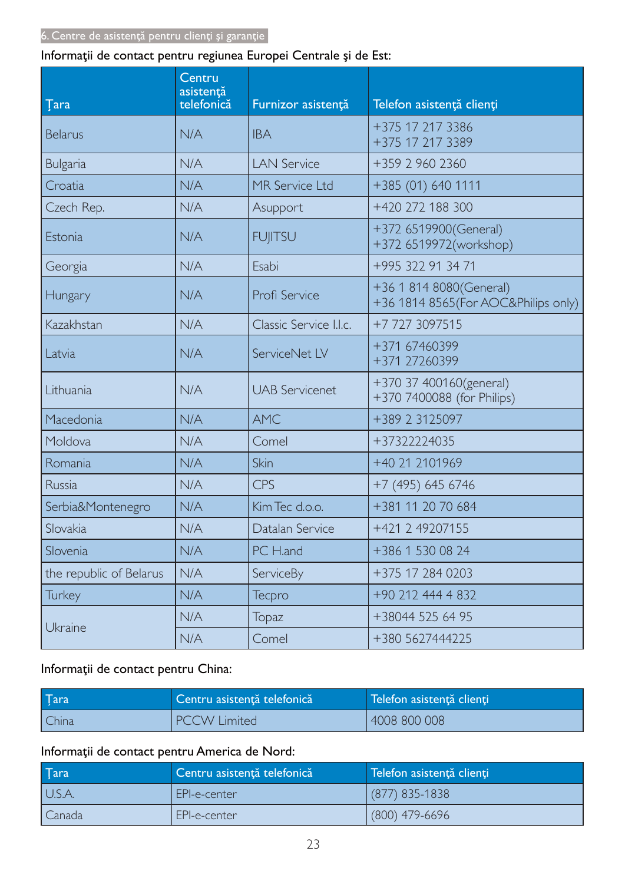## 6. Centre de asistenţă pentru clienţi şi garanţie

Informaţii de contact pentru regiunea Europei Centrale şi de Est:

| Ţara | Centru asistenţă telefonică | Furnizor asistenţă | Telefon asistenţă clienţi |
|---|---|---|---|
| Belarus | N/A | IBA | +375 17 217 3386<br>+375 17 217 3389 |
| Bulgaria | N/A | LAN Service | +359 2 960 2360 |
| Croatia | N/A | MR Service Ltd | +385 (01) 640 1111 |
| Czech Rep. | N/A | Asupport | +420 272 188 300 |
| Estonia | N/A | FUJITSU | +372 6519900(General)<br>+372 6519972(workshop) |
| Georgia | N/A | Esabi | +995 322 91 34 71 |
| Hungary | N/A | Profi Service | +36 1 814 8080(General)<br>+36 1814 8565(For AOC&Philips only) |
| Kazakhstan | N/A | Classic Service I.I.c. | +7 727 3097515 |
| Latvia | N/A | ServiceNet LV | +371 67460399<br>+371 27260399 |
| Lithuania | N/A | UAB Servicenet | +370 37 400160(general)<br>+370 7400088 (for Philips) |
| Macedonia | N/A | AMC | +389 2 3125097 |
| Moldova | N/A | Comel | +37322224035 |
| Romania | N/A | Skin | +40 21 2101969 |
| Russia | N/A | CPS | +7 (495) 645 6746 |
| Serbia&Montenegro | N/A | Kim Tec d.o.o. | +381 11 20 70 684 |
| Slovakia | N/A | Datalan Service | +421 2 49207155 |
| Slovenia | N/A | PC H.and | +386 1 530 08 24 |
| the republic of Belarus | N/A | ServiceBy | +375 17 284 0203 |
| Turkey | N/A | Tecpro | +90 212 444 4 832 |
| Ukraine | N/A | Topaz | +38044 525 64 95 |
| | N/A | Comel | +380 5627444225 |

Informaţii de contact pentru China:

| Ţara | Centru asistenţă telefonică | Telefon asistenţă clienţi |
|---|---|---|
| China | PCCW Limited | 4008 800 008 |

Informaţii de contact pentru America de Nord:

| Ţara | Centru asistenţă telefonică | Telefon asistenţă clienţi |
|---|---|---|
| U.S.A. | EPI-e-center | (877) 835-1838 |
| Canada | EPI-e-center | (800) 479-6696 |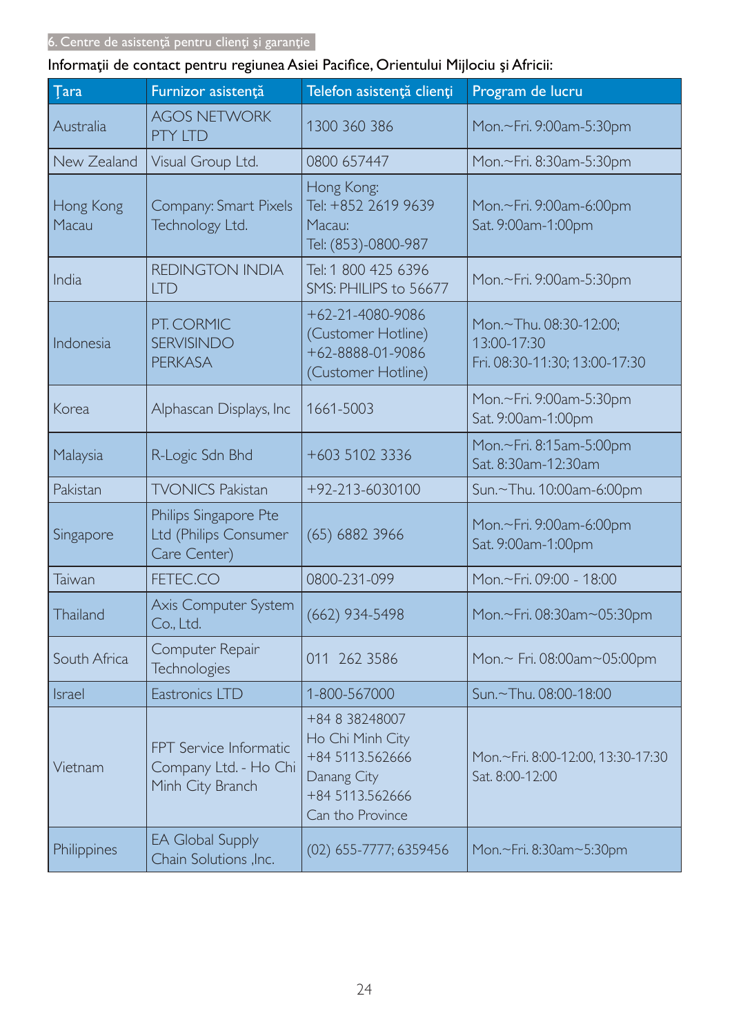6. Centre de asistenţă pentru clienţi şi garanţie

Informaţii de contact pentru regiunea Asiei Pacifice, Orientului Mijlociu şi Africii:

| Ţara | Furnizor asistenţă | Telefon asistenţă clienţi | Program de lucru |
|---|---|---|---|
| Australia | AGOS NETWORK PTY LTD | 1300 360 386 | Mon.~Fri. 9:00am-5:30pm |
| New Zealand | Visual Group Ltd. | 0800 657447 | Mon.~Fri. 8:30am-5:30pm |
| Hong Kong<br>Macau | Company: Smart Pixels Technology Ltd. | Hong Kong:<br>Tel: +852 2619 9639<br>Macau:<br>Tel: (853)-0800-987 | Mon.~Fri. 9:00am-6:00pm<br>Sat. 9:00am-1:00pm |
| India | REDINGTON INDIA LTD | Tel: 1 800 425 6396<br>SMS: PHILIPS to 56677 | Mon.~Fri. 9:00am-5:30pm |
| Indonesia | PT. CORMIC SERVISINDO PERKASA | +62-21-4080-9086 (Customer Hotline)<br>+62-8888-01-9086 (Customer Hotline) | Mon.~Thu. 08:30-12:00; 13:00-17:30<br>Fri. 08:30-11:30; 13:00-17:30 |
| Korea | Alphascan Displays, Inc | 1661-5003 | Mon.~Fri. 9:00am-5:30pm<br>Sat. 9:00am-1:00pm |
| Malaysia | R-Logic Sdn Bhd | +603 5102 3336 | Mon.~Fri. 8:15am-5:00pm<br>Sat. 8:30am-12:30am |
| Pakistan | TVONICS Pakistan | +92-213-6030100 | Sun.~Thu. 10:00am-6:00pm |
| Singapore | Philips Singapore Pte Ltd (Philips Consumer Care Center) | (65) 6882 3966 | Mon.~Fri. 9:00am-6:00pm<br>Sat. 9:00am-1:00pm |
| Taiwan | FETEC.CO | 0800-231-099 | Mon.~Fri. 09:00 - 18:00 |
| Thailand | Axis Computer System Co., Ltd. | (662) 934-5498 | Mon.~Fri. 08:30am~05:30pm |
| South Africa | Computer Repair Technologies | 011 262 3586 | Mon.~ Fri. 08:00am~05:00pm |
| Israel | Eastronics LTD | 1-800-567000 | Sun.~Thu. 08:00-18:00 |
| Vietnam | FPT Service Informatic Company Ltd. - Ho Chi Minh City Branch | +84 8 38248007<br>Ho Chi Minh City<br>+84 5113.562666<br>Danang City<br>+84 5113.562666<br>Can tho Province | Mon.~Fri. 8:00-12:00, 13:30-17:30<br>Sat. 8:00-12:00 |
| Philippines | EA Global Supply Chain Solutions ,Inc. | (02) 655-7777; 6359456 | Mon.~Fri. 8:30am~5:30pm |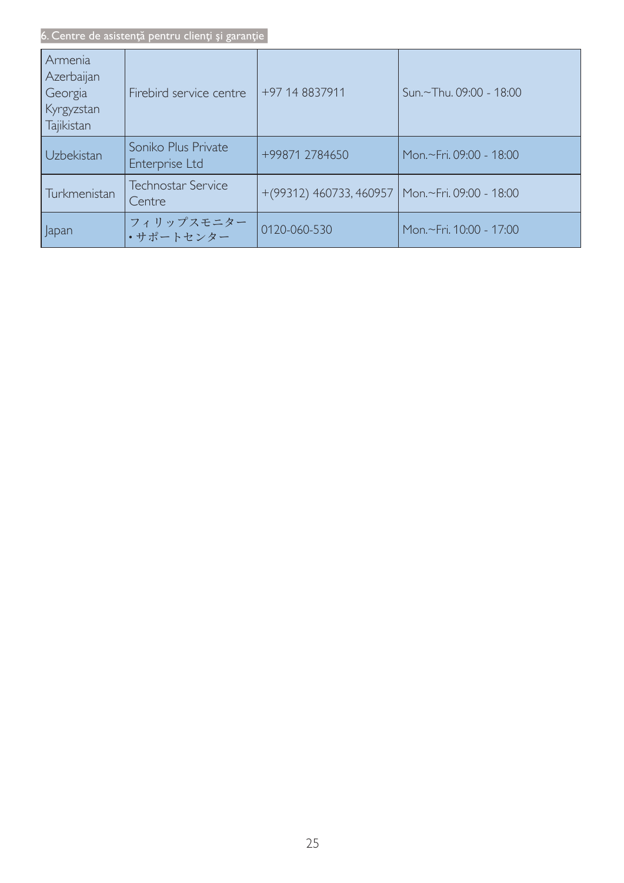| | | | |
|---|---|---|---|
| Armenia<br>Azerbaijan<br>Georgia<br>Kyrgyzstan<br>Tajikistan | Firebird service centre | +97 14 8837911 | Sun.~Thu. 09:00 - 18:00 |
| Uzbekistan | Soniko Plus Private Enterprise Ltd | +99871 2784650 | Mon.~Fri. 09:00 - 18:00 |
| Turkmenistan | Technostar Service Centre | +(99312) 460733, 460957 | Mon.~Fri. 09:00 - 18:00 |
| Japan | フィリップスモニター・サポートセンター | 0120-060-530 | Mon.~Fri. 10:00 - 17:00 |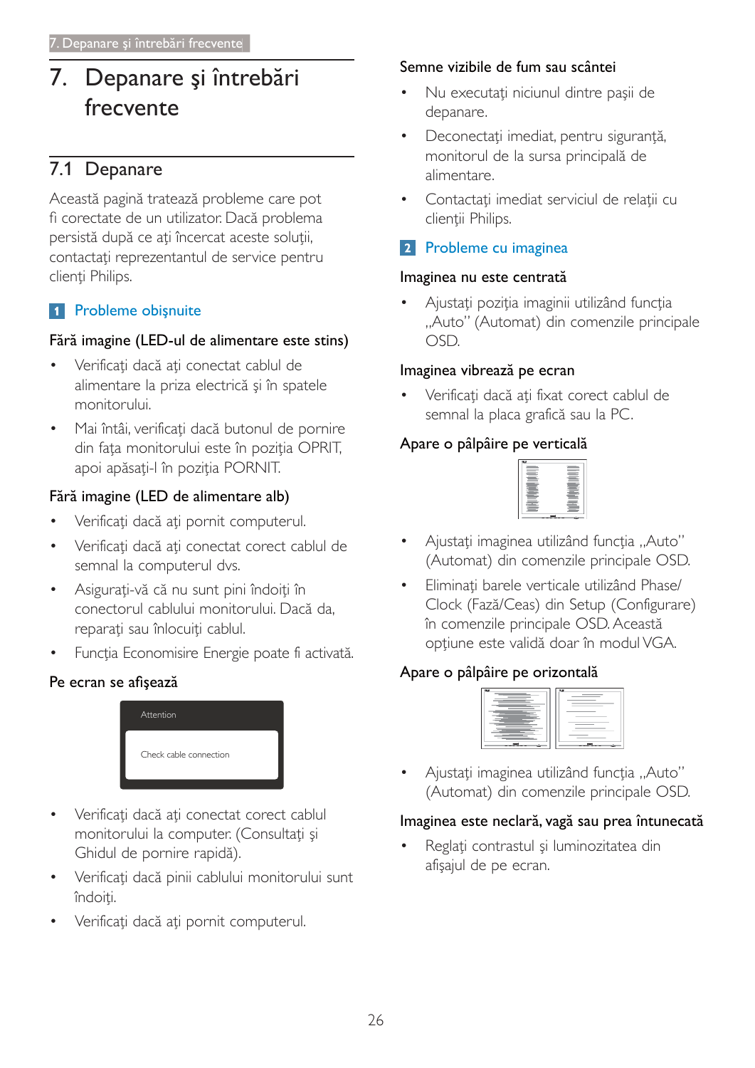# 7. Depanare şi întrebări frecvente

## 7.1 Depanare

Această pagină tratează probleme care pot fi corectate de un utilizator. Dacă problema persistă după ce aţi încercat aceste soluţii, contactaţi reprezentantul de service pentru clienţi Philips.

### 1 Probleme obişnuite

**Fără imagine (LED-ul de alimentare este stins)**

- Verificaţi dacă aţi conectat cablul de alimentare la priza electrică şi în spatele monitorului.
- Mai întâi, verificaţi dacă butonul de pornire din faţa monitorului este în poziţia OPRIT, apoi apăsaţi-l în poziţia PORNIT.

**Fără imagine (LED de alimentare alb)**

- Verificaţi dacă aţi pornit computerul.
- Verificaţi dacă aţi conectat corect cablul de semnal la computerul dvs.
- Asiguraţi-vă că nu sunt pini îndoiţi în conectorul cablului monitorului. Dacă da, reparaţi sau înlocuiţi cablul.
- Funcţia Economisire Energie poate fi activată.

**Pe ecran se afişează**

Attention

Check cable connection

- Verificaţi dacă aţi conectat corect cablul monitorului la computer. (Consultaţi şi Ghidul de pornire rapidă).
- Verificaţi dacă pinii cablului monitorului sunt îndoiţi.
- Verificaţi dacă aţi pornit computerul.

**Semne vizibile de fum sau scântei**

- Nu executaţi niciunul dintre paşii de depanare.
- Deconectaţi imediat, pentru siguranţă, monitorul de la sursa principală de alimentare.
- Contactaţi imediat serviciul de relaţii cu clienţii Philips.

### 2 Probleme cu imaginea

**Imaginea nu este centrată**

- Ajustaţi poziţia imaginii utilizând funcţia „Auto" (Automat) din comenzile principale OSD.

**Imaginea vibrează pe ecran**

- Verificaţi dacă aţi fixat corect cablul de semnal la placa grafică sau la PC.

**Apare o pâlpâire pe verticală**

- Ajustaţi imaginea utilizând funcţia „Auto" (Automat) din comenzile principale OSD.
- Eliminaţi barele verticale utilizând Phase/Clock (Fază/Ceas) din Setup (Configurare) în comenzile principale OSD. Această opţiune este validă doar în modul VGA.

**Apare o pâlpâire pe orizontală**

- Ajustaţi imaginea utilizând funcţia „Auto" (Automat) din comenzile principale OSD.

**Imaginea este neclară, vagă sau prea întunecată**

- Reglaţi contrastul şi luminozitatea din afişajul de pe ecran.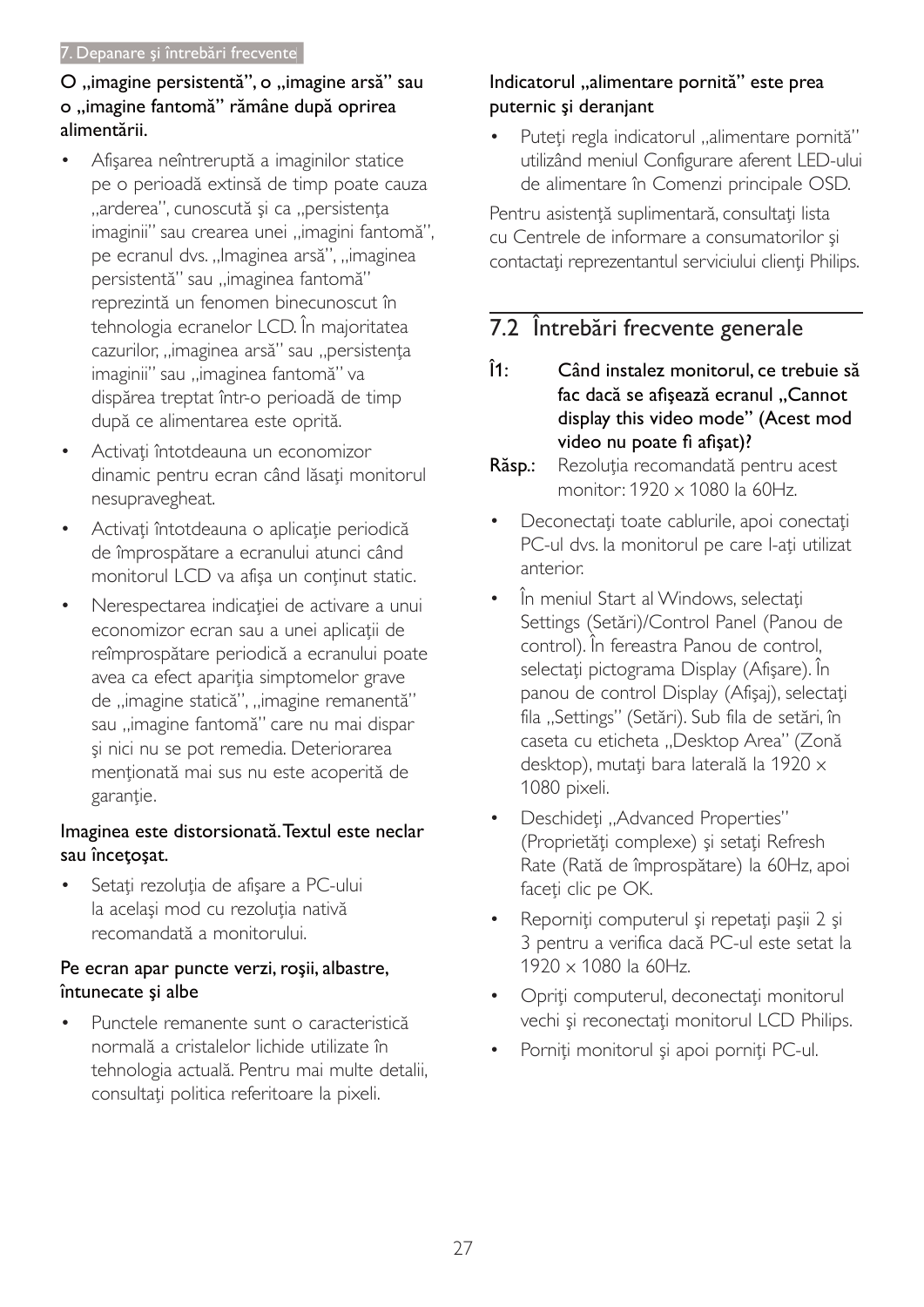**O „imagine persistentă", o „imagine arsă" sau o „imagine fantomă" rămâne după oprirea alimentării.**

- Afişarea neîntreruptă a imaginilor statice pe o perioadă extinsă de timp poate cauza „arderea", cunoscută şi ca „persistenţa imaginii" sau crearea unei „imagini fantomă", pe ecranul dvs. „Imaginea arsă", „imaginea persistentă" sau „imaginea fantomă" reprezintă un fenomen binecunoscut în tehnologia ecranelor LCD. În majoritatea cazurilor, „imaginea arsă" sau „persistenţa imaginii" sau „imaginea fantomă" va dispărea treptat într-o perioadă de timp după ce alimentarea este oprită.
- Activaţi întotdeauna un economizor dinamic pentru ecran când lăsaţi monitorul nesupravegheat.
- Activaţi întotdeauna o aplicaţie periodică de împrospătare a ecranului atunci când monitorul LCD va afişa un conţinut static.
- Nerespectarea indicaţiei de activare a unui economizor ecran sau a unei aplicaţii de reîmprospătare periodică a ecranului poate avea ca efect apariţia simptomelor grave de „imagine statică", „imagine remanentă" sau „imagine fantomă" care nu mai dispar şi nici nu se pot remedia. Deteriorarea menţionată mai sus nu este acoperită de garanţie.

**Imaginea este distorsionată. Textul este neclar sau înceţoşat.**

- Setaţi rezoluţia de afişare a PC-ului la acelaşi mod cu rezoluţia nativă recomandată a monitorului.

**Pe ecran apar puncte verzi, roşii, albastre, întunecate şi albe**

- Punctele remanente sunt o caracteristică normală a cristalelor lichide utilizate în tehnologia actuală. Pentru mai multe detalii, consultaţi politica referitoare la pixeli.

**Indicatorul „alimentare pornită" este prea puternic şi deranjant**

- Puteţi regla indicatorul „alimentare pornită" utilizând meniul Configurare aferent LED-ului de alimentare în Comenzi principale OSD.

Pentru asistenţă suplimentară, consultaţi lista cu Centrele de informare a consumatorilor şi contactaţi reprezentantul serviciului clienţi Philips.

## 7.2 Întrebări frecvente generale

**Î1: Când instalez monitorul, ce trebuie să fac dacă se afişează ecranul „Cannot display this video mode" (Acest mod video nu poate fi afişat)?**

**Răsp.:** Rezoluţia recomandată pentru acest monitor: 1920 x 1080 la 60Hz.

- Deconectaţi toate cablurile, apoi conectaţi PC-ul dvs. la monitorul pe care l-aţi utilizat anterior.
- În meniul Start al Windows, selectaţi Settings (Setări)/Control Panel (Panou de control). În fereastra Panou de control, selectaţi pictograma Display (Afişare). În panou de control Display (Afişaj), selectaţi fila „Settings" (Setări). Sub fila de setări, în caseta cu eticheta „Desktop Area" (Zonă desktop), mutaţi bara laterală la 1920 x 1080 pixeli.
- Deschideţi „Advanced Properties" (Proprietăţi complexe) şi setaţi Refresh Rate (Rată de împrospătare) la 60Hz, apoi faceţi clic pe OK.
- Reporniţi computerul şi repetaţi paşii 2 şi 3 pentru a verifica dacă PC-ul este setat la 1920 x 1080 la 60Hz.
- Opriţi computerul, deconectaţi monitorul vechi şi reconectaţi monitorul LCD Philips.
- Porniţi monitorul şi apoi porniţi PC-ul.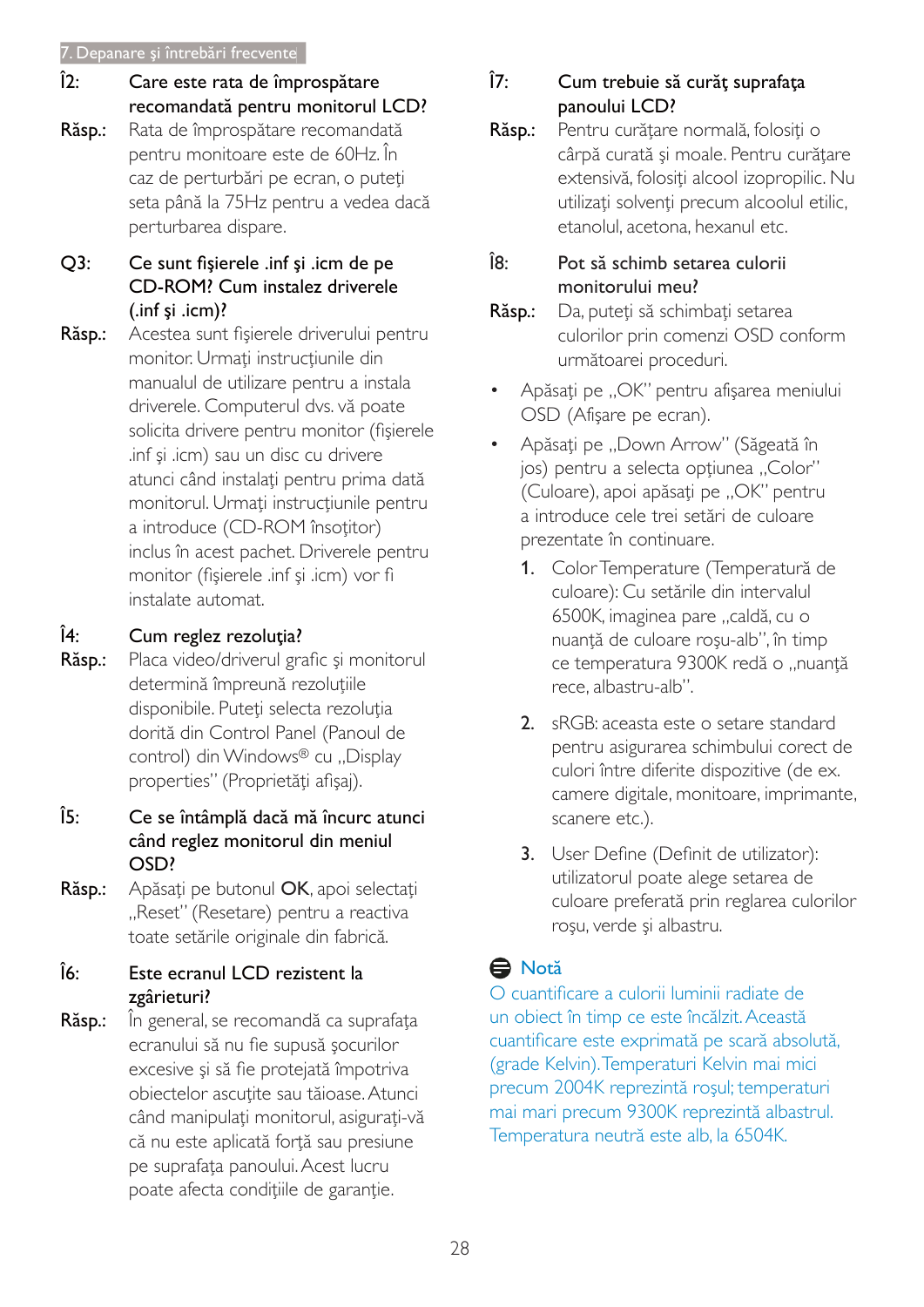**Î2: Care este rata de împrospătare recomandată pentru monitorul LCD?**

Răsp.: Rata de împrospătare recomandată pentru monitoare este de 60Hz. În caz de perturbări pe ecran, o puteți seta până la 75Hz pentru a vedea dacă perturbarea dispare.

**Q3: Ce sunt fişierele .inf şi .icm de pe CD-ROM? Cum instalez driverele (.inf şi .icm)?**

Răsp.: Acestea sunt fişierele driverului pentru monitor. Urmaţi instrucţiunile din manualul de utilizare pentru a instala driverele. Computerul dvs. vă poate solicita drivere pentru monitor (fişierele .inf şi .icm) sau un disc cu drivere atunci când instalaţi pentru prima dată monitorul. Urmaţi instrucţiunile pentru a introduce (CD-ROM însoţitor) inclus în acest pachet. Driverele pentru monitor (fişierele .inf şi .icm) vor fi instalate automat.

**Î4: Cum reglez rezoluţia?**

Răsp.: Placa video/driverul grafic şi monitorul determină împreună rezoluţiile disponibile. Puteţi selecta rezoluţia dorită din Control Panel (Panoul de control) din Windows® cu „Display properties" (Proprietăţi afişaj).

**Î5: Ce se întâmplă dacă mă încurc atunci când reglez monitorul din meniul OSD?**

Răsp.: Apăsaţi pe butonul **OK**, apoi selectaţi „Reset" (Resetare) pentru a reactiva toate setările originale din fabrică.

**Î6: Este ecranul LCD rezistent la zgârieturi?**

Răsp.: În general, se recomandă ca suprafaţa ecranului să nu fie supusă şocurilor excesive şi să fie protejată împotriva obiectelor ascuţite sau tăioase. Atunci când manipulaţi monitorul, asiguraţi-vă că nu este aplicată forţă sau presiune pe suprafaţa panoului. Acest lucru poate afecta condiţiile de garanţie.

**Î7: Cum trebuie să curăţ suprafaţa panoului LCD?**

Răsp.: Pentru curăţare normală, folosiţi o cârpă curată şi moale. Pentru curăţare extensivă, folosiţi alcool izopropilic. Nu utilizaţi solvenţi precum alcoolul etilic, etanolul, acetona, hexanul etc.

**Î8: Pot să schimb setarea culorii monitorului meu?**

Răsp.: Da, puteţi să schimbaţi setarea culorilor prin comenzi OSD conform următoarei proceduri.

- Apăsaţi pe „OK" pentru afişarea meniului OSD (Afişare pe ecran).
- Apăsaţi pe „Down Arrow" (Săgeată în jos) pentru a selecta opţiunea „Color" (Culoare), apoi apăsaţi pe „OK" pentru a introduce cele trei setări de culoare prezentate în continuare.

  1. Color Temperature (Temperatură de culoare): Cu setările din intervalul 6500K, imaginea pare „caldă, cu o nuanţă de culoare roşu-alb", în timp ce temperatura 9300K redă o „nuanţă rece, albastru-alb".
  2. sRGB: aceasta este o setare standard pentru asigurarea schimbului corect de culori între diferite dispozitive (de ex. camere digitale, monitoare, imprimante, scanere etc.).
  3. User Define (Definit de utilizator): utilizatorul poate alege setarea de culoare preferată prin reglarea culorilor roşu, verde şi albastru.

**Notă**

O cuantificare a culorii luminii radiate de un obiect în timp ce este încălzit. Această cuantificare este exprimată pe scară absolută, (grade Kelvin). Temperaturi Kelvin mai mici precum 2004K reprezintă roşul; temperaturi mai mari precum 9300K reprezintă albastrul. Temperatura neutră este alb, la 6504K.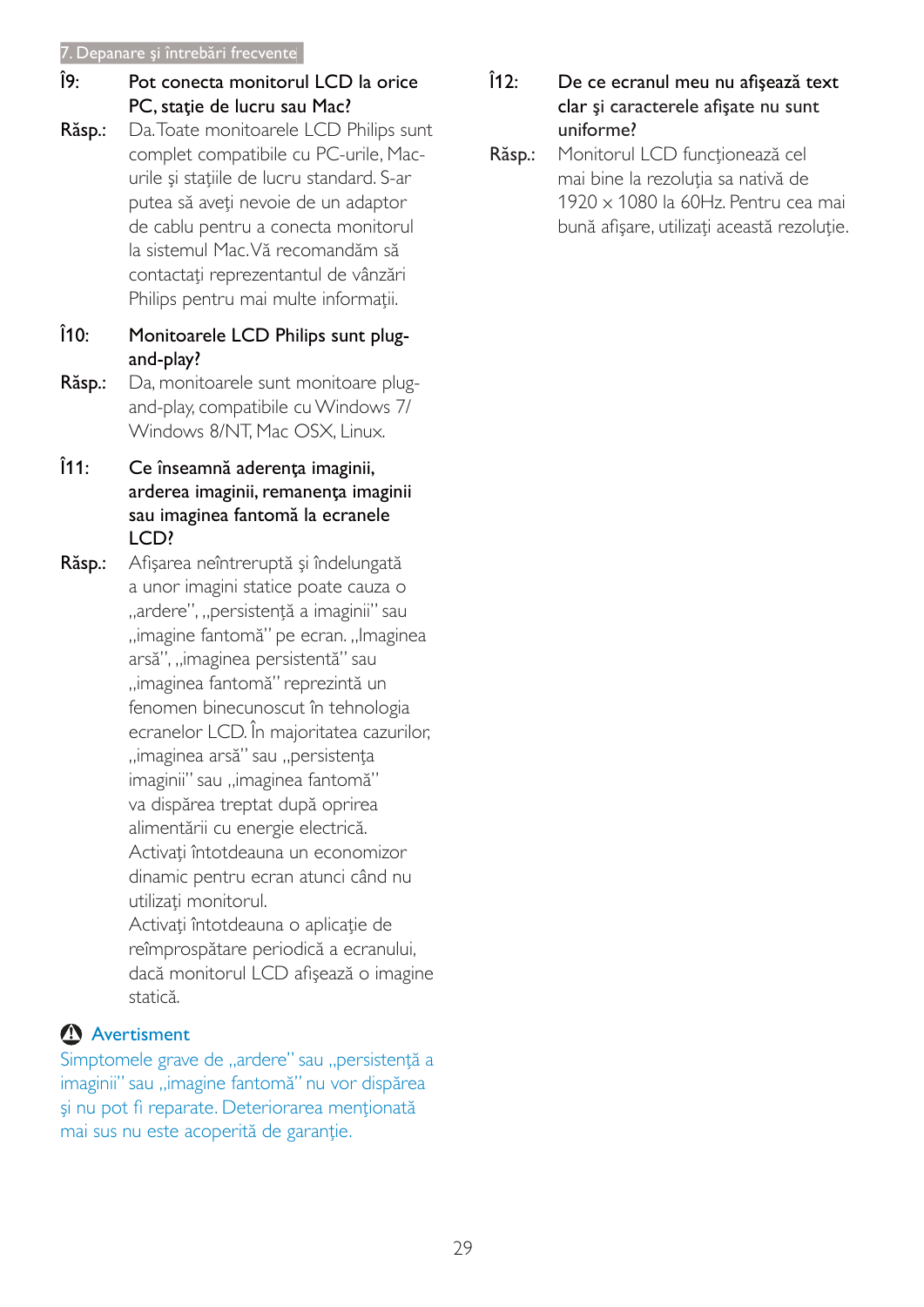**Î9: Pot conecta monitorul LCD la orice PC, staţie de lucru sau Mac?**

Răsp.: Da. Toate monitoarele LCD Philips sunt complet compatibile cu PC-urile, Mac-urile şi staţiile de lucru standard. S-ar putea să aveţi nevoie de un adaptor de cablu pentru a conecta monitorul la sistemul Mac. Vă recomandăm să contactaţi reprezentantul de vânzări Philips pentru mai multe informaţii.

**Î10: Monitoarele LCD Philips sunt plug-and-play?**

Răsp.: Da, monitoarele sunt monitoare plug-and-play, compatibile cu Windows 7/ Windows 8/NT, Mac OSX, Linux.

**Î11: Ce înseamnă aderenţa imaginii, arderea imaginii, remanenţa imaginii sau imaginea fantomă la ecranele LCD?**

Răsp.: Afişarea neîntreruptă şi îndelungată a unor imagini statice poate cauza o „ardere", „persistenţă a imaginii" sau „imagine fantomă" pe ecran. „Imaginea arsă", „imaginea persistentă" sau „imaginea fantomă" reprezintă un fenomen binecunoscut în tehnologia ecranelor LCD. În majoritatea cazurilor, „imaginea arsă" sau „persistenţa imaginii" sau „imaginea fantomă" va dispărea treptat după oprirea alimentării cu energie electrică.
Activaţi întotdeauna un economizor dinamic pentru ecran atunci când nu utilizaţi monitorul.
Activaţi întotdeauna o aplicaţie de reîmprospătare periodică a ecranului, dacă monitorul LCD afişează o imagine statică.

**Avertisment**

Simptomele grave de „ardere" sau „persistenţă a imaginii" sau „imagine fantomă" nu vor dispărea şi nu pot fi reparate. Deteriorarea menţionată mai sus nu este acoperită de garanţie.

**Î12: De ce ecranul meu nu afişează text clar şi caracterele afişate nu sunt uniforme?**

Răsp.: Monitorul LCD funcţionează cel mai bine la rezoluţia sa nativă de 1920 x 1080 la 60Hz. Pentru cea mai bună afişare, utilizaţi această rezoluţie.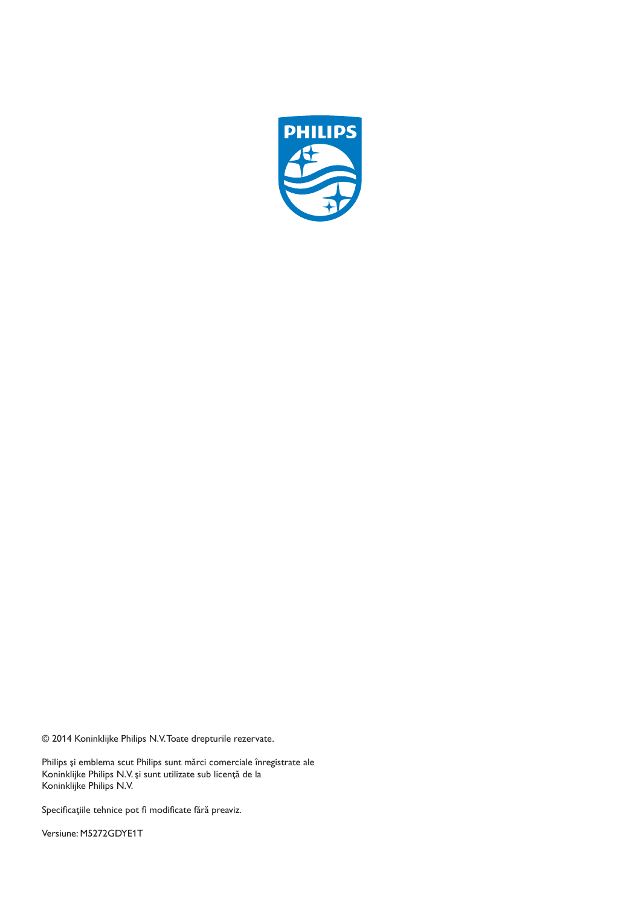© 2014 Koninklijke Philips N.V. Toate drepturile rezervate.

Philips şi emblema scut Philips sunt mărci comerciale înregistrate ale Koninklijke Philips N.V. şi sunt utilizate sub licenţă de la Koninklijke Philips N.V.

Specificaţiile tehnice pot fi modificate fără preaviz.

Versiune: M5272GDYE1T